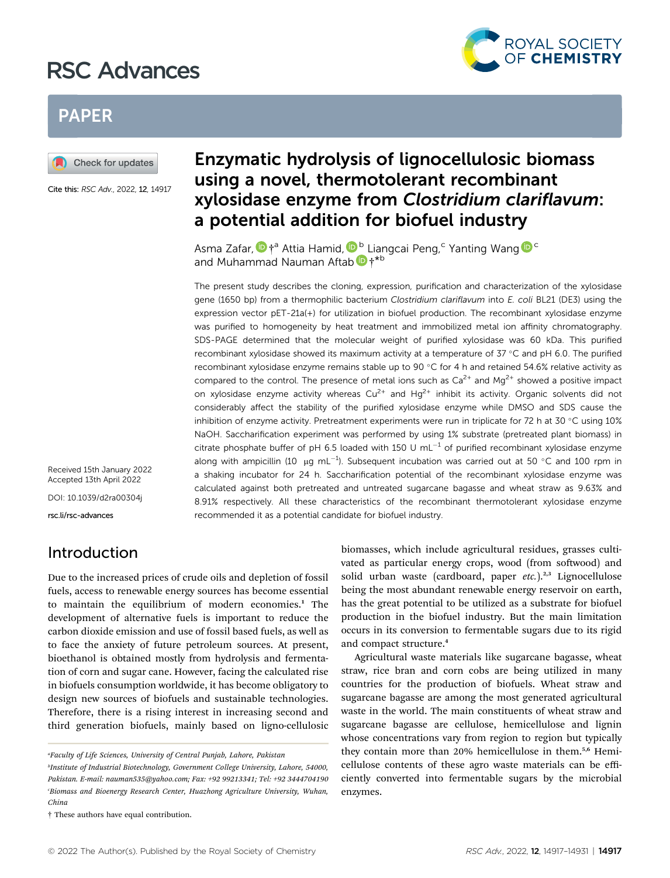# Enzymatic hydrolysis of lignocellulosic biomass using a novel, thermotolerant recombinant xylosidase enzyme from *Clostridium clariflavum*: a potential addition for biofuel industry

Cite this: *RSC Adv.*, 2022, **12**, 14917

Asma Zafar,†[a] Attia Hamid,[b] Liangcai Peng,[c] Yanting Wang[c] and Muhammad Nauman Aftab†*[b]

Received 15th January 2022
Accepted 13th April 2022

DOI: 10.1039/d2ra00304j

rsc.li/rsc-advances

The present study describes the cloning, expression, purification and characterization of the xylosidase gene (1650 bp) from a thermophilic bacterium *Clostridium clariflavum* into *E. coli* BL21 (DE3) using the expression vector pET-21a(+) for utilization in biofuel production. The recombinant xylosidase enzyme was purified to homogeneity by heat treatment and immobilized metal ion affinity chromatography. SDS-PAGE determined that the molecular weight of purified xylosidase was 60 kDa. This purified recombinant xylosidase showed its maximum activity at a temperature of 37 °C and pH 6.0. The purified recombinant xylosidase enzyme remains stable up to 90 °C for 4 h and retained 54.6% relative activity as compared to the control. The presence of metal ions such as $Ca^{2+}$ and $Mg^{2+}$ showed a positive impact on xylosidase enzyme activity whereas $Cu^{2+}$ and $Hg^{2+}$ inhibit its activity. Organic solvents did not considerably affect the stability of the purified xylosidase enzyme while DMSO and SDS cause the inhibition of enzyme activity. Pretreatment experiments were run in triplicate for 72 h at 30 °C using 10% NaOH. Saccharification experiment was performed by using 1% substrate (pretreated plant biomass) in citrate phosphate buffer of pH 6.5 loaded with 150 U mL$^{-1}$ of purified recombinant xylosidase enzyme along with ampicillin (10 μg mL$^{-1}$). Subsequent incubation was carried out at 50 °C and 100 rpm in a shaking incubator for 24 h. Saccharification potential of the recombinant xylosidase enzyme was calculated against both pretreated and untreated sugarcane bagasse and wheat straw as 9.63% and 8.91% respectively. All these characteristics of the recombinant thermotolerant xylosidase enzyme recommended it as a potential candidate for biofuel industry.

## Introduction

Due to the increased prices of crude oils and depletion of fossil fuels, access to renewable energy sources has become essential to maintain the equilibrium of modern economies.[1] The development of alternative fuels is important to reduce the carbon dioxide emission and use of fossil based fuels, as well as to face the anxiety of future petroleum sources. At present, bioethanol is obtained mostly from hydrolysis and fermentation of corn and sugar cane. However, facing the calculated rise in biofuels consumption worldwide, it has become obligatory to design new sources of biofuels and sustainable technologies. Therefore, there is a rising interest in increasing second and third generation biofuels, mainly based on ligno-cellulosic biomasses, which include agricultural residues, grasses cultivated as particular energy crops, wood (from softwood) and solid urban waste (cardboard, paper *etc.*).[2,3] Lignocellulose being the most abundant renewable energy reservoir on earth, has the great potential to be utilized as a substrate for biofuel production in the biofuel industry. But the main limitation occurs in its conversion to fermentable sugars due to its rigid and compact structure.[4]

Agricultural waste materials like sugarcane bagasse, wheat straw, rice bran and corn cobs are being utilized in many countries for the production of biofuels. Wheat straw and sugarcane bagasse are among the most generated agricultural waste in the world. The main constituents of wheat straw and sugarcane bagasse are cellulose, hemicellulose and lignin whose concentrations vary from region to region but typically they contain more than 20% hemicellulose in them.[5,6] Hemicellulose contents of these agro waste materials can be efficiently converted into fermentable sugars by the microbial enzymes.

[a] Faculty of Life Sciences, University of Central Punjab, Lahore, Pakistan

[b] Institute of Industrial Biotechnology, Government College University, Lahore, 54000, Pakistan. E-mail: nauman535@yahoo.com; Fax: +92 99213341; Tel: +92 3444704190

[c] Biomass and Bioenergy Research Center, Huazhong Agriculture University, Wuhan, China

† These authors have equal contribution.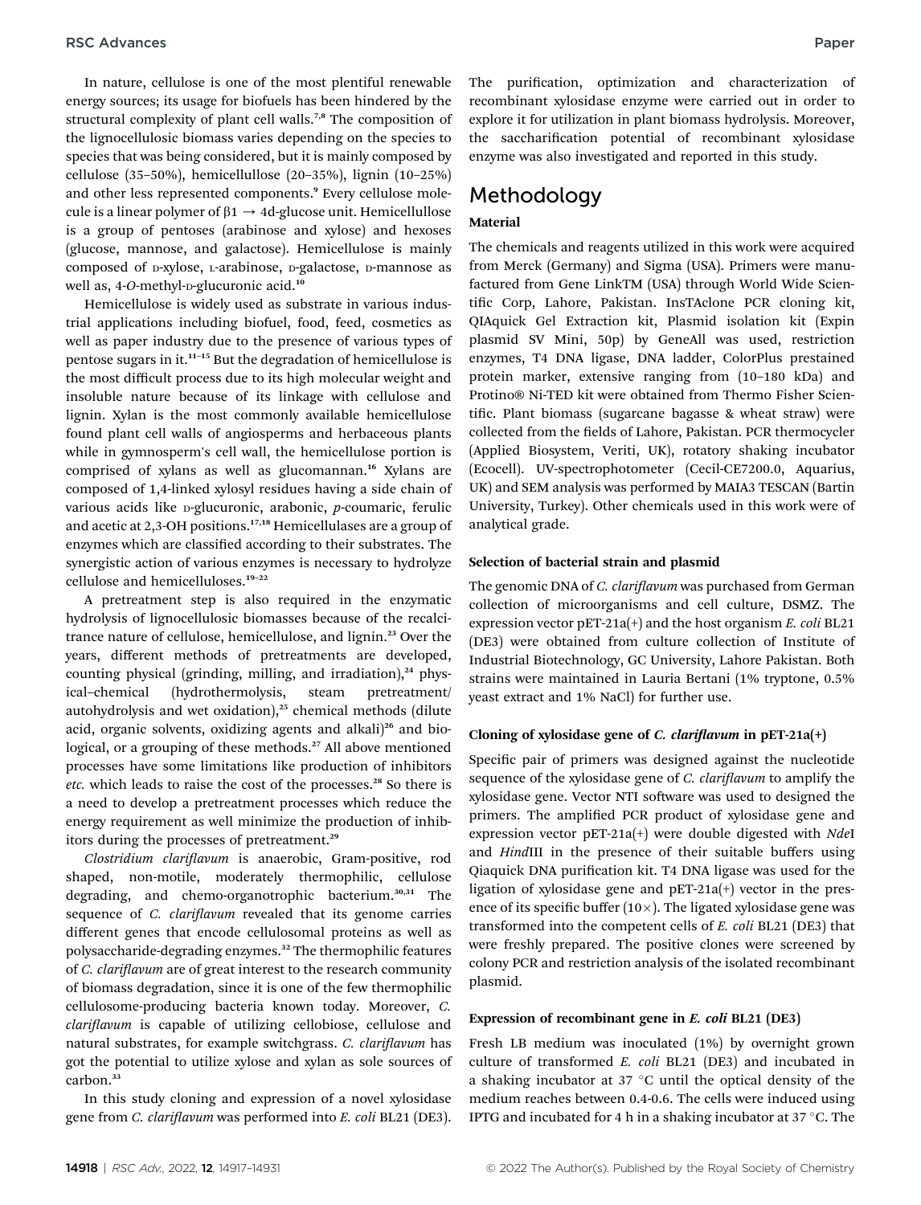In nature, cellulose is one of the most plentiful renewable energy sources; its usage for biofuels has been hindered by the structural complexity of plant cell walls.[7,8] The composition of the lignocellulosic biomass varies depending on the species to species that was being considered, but it is mainly composed by cellulose (35–50%), hemicellullose (20–35%), lignin (10–25%) and other less represented components.[9] Every cellulose molecule is a linear polymer of $\beta1 \rightarrow 4$d-glucose unit. Hemicellullose is a group of pentoses (arabinose and xylose) and hexoses (glucose, mannose, and galactose). Hemicellulose is mainly composed of D-xylose, L-arabinose, D-galactose, D-mannose as well as, 4-*O*-methyl-D-glucuronic acid.[10]

Hemicellulose is widely used as substrate in various industrial applications including biofuel, food, feed, cosmetics as well as paper industry due to the presence of various types of pentose sugars in it.[11–15] But the degradation of hemicellulose is the most difficult process due to its high molecular weight and insoluble nature because of its linkage with cellulose and lignin. Xylan is the most commonly available hemicellulose found plant cell walls of angiosperms and herbaceous plants while in gymnosperm's cell wall, the hemicellulose portion is comprised of xylans as well as glucomannan.[16] Xylans are composed of 1,4-linked xylosyl residues having a side chain of various acids like D-glucuronic, arabonic, *p*-coumaric, ferulic and acetic at 2,3-OH positions.[17,18] Hemicellulases are a group of enzymes which are classified according to their substrates. The synergistic action of various enzymes is necessary to hydrolyze cellulose and hemicelluloses.[19–22]

A pretreatment step is also required in the enzymatic hydrolysis of lignocellulosic biomasses because of the recalcitrance nature of cellulose, hemicellulose, and lignin.[23] Over the years, different methods of pretreatments are developed, counting physical (grinding, milling, and irradiation),[24] physical–chemical (hydrothermolysis, steam pretreatment/autohydrolysis and wet oxidation),[25] chemical methods (dilute acid, organic solvents, oxidizing agents and alkali)[26] and biological, or a grouping of these methods.[27] All above mentioned processes have some limitations like production of inhibitors *etc.* which leads to raise the cost of the processes.[28] So there is a need to develop a pretreatment processes which reduce the energy requirement as well minimize the production of inhibitors during the processes of pretreatment.[29]

*Clostridium clariflavum* is anaerobic, Gram-positive, rod shaped, non-motile, moderately thermophilic, cellulose degrading, and chemo-organotrophic bacterium.[30,31] The sequence of *C. clariflavum* revealed that its genome carries different genes that encode cellulosomal proteins as well as polysaccharide-degrading enzymes.[32] The thermophilic features of *C. clariflavum* are of great interest to the research community of biomass degradation, since it is one of the few thermophilic cellulosome-producing bacteria known today. Moreover, *C. clariflavum* is capable of utilizing cellobiose, cellulose and natural substrates, for example switchgrass. *C. clariflavum* has got the potential to utilize xylose and xylan as sole sources of carbon.[33]

In this study cloning and expression of a novel xylosidase gene from *C. clariflavum* was performed into *E. coli* BL21 (DE3). The purification, optimization and characterization of recombinant xylosidase enzyme were carried out in order to explore it for utilization in plant biomass hydrolysis. Moreover, the saccharification potential of recombinant xylosidase enzyme was also investigated and reported in this study.

## Methodology

### Material

The chemicals and reagents utilized in this work were acquired from Merck (Germany) and Sigma (USA). Primers were manufactured from Gene LinkTM (USA) through World Wide Scientific Corp, Lahore, Pakistan. InsTAclone PCR cloning kit, QIAquick Gel Extraction kit, Plasmid isolation kit (Expin plasmid SV Mini, 50p) by GeneAll was used, restriction enzymes, T4 DNA ligase, DNA ladder, ColorPlus prestained protein marker, extensive ranging from (10–180 kDa) and Protino® Ni-TED kit were obtained from Thermo Fisher Scientific. Plant biomass (sugarcane bagasse & wheat straw) were collected from the fields of Lahore, Pakistan. PCR thermocycler (Applied Biosystem, Veriti, UK), rotatory shaking incubator (Ecocell). UV-spectrophotometer (Cecil-CE7200.0, Aquarius, UK) and SEM analysis was performed by MAIA3 TESCAN (Bartin University, Turkey). Other chemicals used in this work were of analytical grade.

### Selection of bacterial strain and plasmid

The genomic DNA of *C. clariflavum* was purchased from German collection of microorganisms and cell culture, DSMZ. The expression vector pET-21a(+) and the host organism *E. coli* BL21 (DE3) were obtained from culture collection of Institute of Industrial Biotechnology, GC University, Lahore Pakistan. Both strains were maintained in Lauria Bertani (1% tryptone, 0.5% yeast extract and 1% NaCl) for further use.

### Cloning of xylosidase gene of *C. clariflavum* in pET-21a(+)

Specific pair of primers was designed against the nucleotide sequence of the xylosidase gene of *C. clariflavum* to amplify the xylosidase gene. Vector NTI software was used to designed the primers. The amplified PCR product of xylosidase gene and expression vector pET-21a(+) were double digested with *Nde*I and *Hind*III in the presence of their suitable buffers using Qiaquick DNA purification kit. T4 DNA ligase was used for the ligation of xylosidase gene and pET-21a(+) vector in the presence of its specific buffer (10×). The ligated xylosidase gene was transformed into the competent cells of *E. coli* BL21 (DE3) that were freshly prepared. The positive clones were screened by colony PCR and restriction analysis of the isolated recombinant plasmid.

### Expression of recombinant gene in *E. coli* BL21 (DE3)

Fresh LB medium was inoculated (1%) by overnight grown culture of transformed *E. coli* BL21 (DE3) and incubated in a shaking incubator at 37 °C until the optical density of the medium reaches between 0.4-0.6. The cells were induced using IPTG and incubated for 4 h in a shaking incubator at 37 °C. The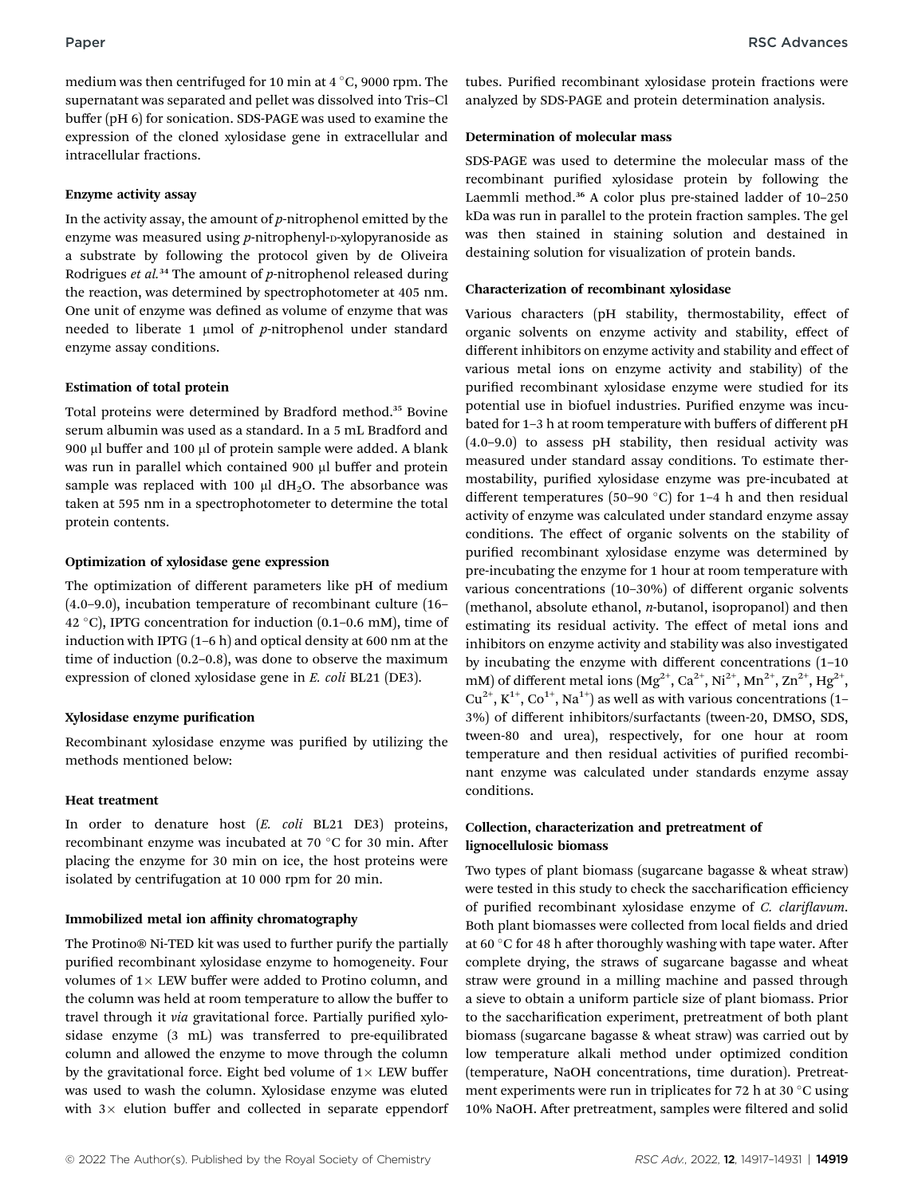medium was then centrifuged for 10 min at 4 °C, 9000 rpm. The supernatant was separated and pellet was dissolved into Tris–Cl buffer (pH 6) for sonication. SDS-PAGE was used to examine the expression of the cloned xylosidase gene in extracellular and intracellular fractions.

### Enzyme activity assay

In the activity assay, the amount of *p*-nitrophenol emitted by the enzyme was measured using *p*-nitrophenyl-D-xylopyranoside as a substrate by following the protocol given by de Oliveira Rodrigues *et al.*[34] The amount of *p*-nitrophenol released during the reaction, was determined by spectrophotometer at 405 nm. One unit of enzyme was defined as volume of enzyme that was needed to liberate 1 μmol of *p*-nitrophenol under standard enzyme assay conditions.

### Estimation of total protein

Total proteins were determined by Bradford method.[35] Bovine serum albumin was used as a standard. In a 5 mL Bradford and 900 μl buffer and 100 μl of protein sample were added. A blank was run in parallel which contained 900 μl buffer and protein sample was replaced with 100 μl $dH_2O$. The absorbance was taken at 595 nm in a spectrophotometer to determine the total protein contents.

### Optimization of xylosidase gene expression

The optimization of different parameters like pH of medium (4.0–9.0), incubation temperature of recombinant culture (16–42 °C), IPTG concentration for induction (0.1–0.6 mM), time of induction with IPTG (1–6 h) and optical density at 600 nm at the time of induction (0.2–0.8), was done to observe the maximum expression of cloned xylosidase gene in *E. coli* BL21 (DE3).

### Xylosidase enzyme purification

Recombinant xylosidase enzyme was purified by utilizing the methods mentioned below:

### Heat treatment

In order to denature host (*E. coli* BL21 DE3) proteins, recombinant enzyme was incubated at 70 °C for 30 min. After placing the enzyme for 30 min on ice, the host proteins were isolated by centrifugation at 10 000 rpm for 20 min.

### Immobilized metal ion affinity chromatography

The Protino® Ni-TED kit was used to further purify the partially purified recombinant xylosidase enzyme to homogeneity. Four volumes of 1× LEW buffer were added to Protino column, and the column was held at room temperature to allow the buffer to travel through it *via* gravitational force. Partially purified xylosidase enzyme (3 mL) was transferred to pre-equilibrated column and allowed the enzyme to move through the column by the gravitational force. Eight bed volume of 1× LEW buffer was used to wash the column. Xylosidase enzyme was eluted with 3× elution buffer and collected in separate eppendorf tubes. Purified recombinant xylosidase protein fractions were analyzed by SDS-PAGE and protein determination analysis.

### Determination of molecular mass

SDS-PAGE was used to determine the molecular mass of the recombinant purified xylosidase protein by following the Laemmli method.[36] A color plus pre-stained ladder of 10–250 kDa was run in parallel to the protein fraction samples. The gel was then stained in staining solution and destained in destaining solution for visualization of protein bands.

### Characterization of recombinant xylosidase

Various characters (pH stability, thermostability, effect of organic solvents on enzyme activity and stability, effect of different inhibitors on enzyme activity and stability and effect of various metal ions on enzyme activity and stability) of the purified recombinant xylosidase enzyme were studied for its potential use in biofuel industries. Purified enzyme was incubated for 1–3 h at room temperature with buffers of different pH (4.0–9.0) to assess pH stability, then residual activity was measured under standard assay conditions. To estimate thermostability, purified xylosidase enzyme was pre-incubated at different temperatures (50–90 °C) for 1–4 h and then residual activity of enzyme was calculated under standard enzyme assay conditions. The effect of organic solvents on the stability of purified recombinant xylosidase enzyme was determined by pre-incubating the enzyme for 1 hour at room temperature with various concentrations (10–30%) of different organic solvents (methanol, absolute ethanol, *n*-butanol, isopropanol) and then estimating its residual activity. The effect of metal ions and inhibitors on enzyme activity and stability was also investigated by incubating the enzyme with different concentrations (1–10 mM) of different metal ions ($Mg^{2+}$, $Ca^{2+}$, $Ni^{2+}$, $Mn^{2+}$, $Zn^{2+}$, $Hg^{2+}$, $Cu^{2+}$, $K^{1+}$, $Co^{1+}$, $Na^{1+}$) as well as with various concentrations (1–3%) of different inhibitors/surfactants (tween-20, DMSO, SDS, tween-80 and urea), respectively, for one hour at room temperature and then residual activities of purified recombinant enzyme was calculated under standards enzyme assay conditions.

### Collection, characterization and pretreatment of lignocellulosic biomass

Two types of plant biomass (sugarcane bagasse & wheat straw) were tested in this study to check the saccharification efficiency of purified recombinant xylosidase enzyme of *C. clariflavum*. Both plant biomasses were collected from local fields and dried at 60 °C for 48 h after thoroughly washing with tape water. After complete drying, the straws of sugarcane bagasse and wheat straw were ground in a milling machine and passed through a sieve to obtain a uniform particle size of plant biomass. Prior to the saccharification experiment, pretreatment of both plant biomass (sugarcane bagasse & wheat straw) was carried out by low temperature alkali method under optimized condition (temperature, NaOH concentrations, time duration). Pretreatment experiments were run in triplicates for 72 h at 30 °C using 10% NaOH. After pretreatment, samples were filtered and solid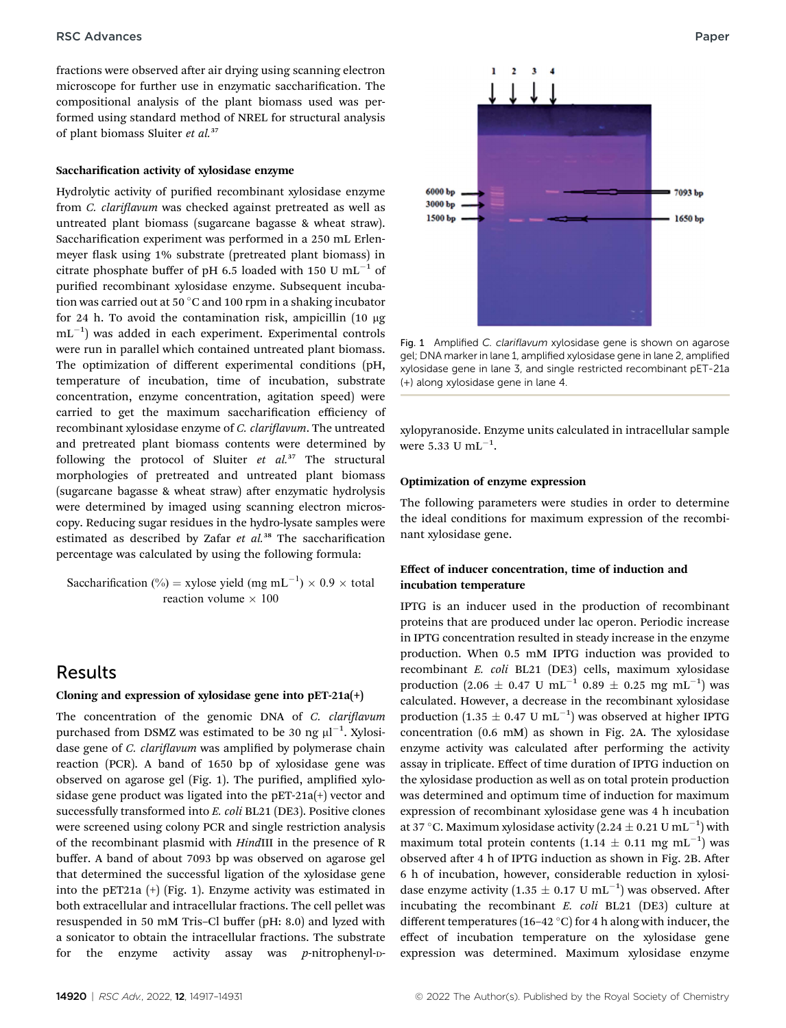fractions were observed after air drying using scanning electron microscope for further use in enzymatic saccharification. The compositional analysis of the plant biomass used was performed using standard method of NREL for structural analysis of plant biomass Sluiter *et al.*[37]

### Saccharification activity of xylosidase enzyme

Hydrolytic activity of purified recombinant xylosidase enzyme from *C. clariflavum* was checked against pretreated as well as untreated plant biomass (sugarcane bagasse & wheat straw). Saccharification experiment was performed in a 250 mL Erlenmeyer flask using 1% substrate (pretreated plant biomass) in citrate phosphate buffer of pH 6.5 loaded with 150 U $mL^{-1}$ of purified recombinant xylosidase enzyme. Subsequent incubation was carried out at 50 °C and 100 rpm in a shaking incubator for 24 h. To avoid the contamination risk, ampicillin (10 μg $mL^{-1}$) was added in each experiment. Experimental controls were run in parallel which contained untreated plant biomass. The optimization of different experimental conditions (pH, temperature of incubation, time of incubation, substrate concentration, enzyme concentration, agitation speed) were carried to get the maximum saccharification efficiency of recombinant xylosidase enzyme of *C. clariflavum*. The untreated and pretreated plant biomass contents were determined by following the protocol of Sluiter *et al.*[37] The structural morphologies of pretreated and untreated plant biomass (sugarcane bagasse & wheat straw) after enzymatic hydrolysis were determined by imaged using scanning electron microscopy. Reducing sugar residues in the hydro-lysate samples were estimated as described by Zafar *et al.*[38] The saccharification percentage was calculated by using the following formula:

$$\text{Saccharification (\%)} = \text{xylose yield (mg mL}^{-1}) \times 0.9 \times \text{total reaction volume} \times 100$$

## Results

### Cloning and expression of xylosidase gene into pET-21a(+)

The concentration of the genomic DNA of *C. clariflavum* purchased from DSMZ was estimated to be 30 ng $\mu l^{-1}$. Xylosidase gene of *C. clariflavum* was amplified by polymerase chain reaction (PCR). A band of 1650 bp of xylosidase gene was observed on agarose gel (Fig. 1). The purified, amplified xylosidase gene product was ligated into the pET-21a(+) vector and successfully transformed into *E. coli* BL21 (DE3). Positive clones were screened using colony PCR and single restriction analysis of the recombinant plasmid with *Hind*III in the presence of R buffer. A band of about 7093 bp was observed on agarose gel that determined the successful ligation of the xylosidase gene into the pET21a (+) (Fig. 1). Enzyme activity was estimated in both extracellular and intracellular fractions. The cell pellet was resuspended in 50 mM Tris–Cl buffer (pH: 8.0) and lyzed with a sonicator to obtain the intracellular fractions. The substrate for the enzyme activity assay was *p*-nitrophenyl-D-xylopyranoside. Enzyme units calculated in intracellular sample were 5.33 U $mL^{-1}$.

Fig. 1 Amplified *C. clariflavum* xylosidase gene is shown on agarose gel; DNA marker in lane 1, amplified xylosidase gene in lane 2, amplified xylosidase gene in lane 3, and single restricted recombinant pET-21a (+) along xylosidase gene in lane 4.

### Optimization of enzyme expression

The following parameters were studies in order to determine the ideal conditions for maximum expression of the recombinant xylosidase gene.

### Effect of inducer concentration, time of induction and incubation temperature

IPTG is an inducer used in the production of recombinant proteins that are produced under lac operon. Periodic increase in IPTG concentration resulted in steady increase in the enzyme production. When 0.5 mM IPTG induction was provided to recombinant *E. coli* BL21 (DE3) cells, maximum xylosidase production ($2.06 \pm 0.47$ U $mL^{-1}$ $0.89 \pm 0.25$ mg $mL^{-1}$) was calculated. However, a decrease in the recombinant xylosidase production ($1.35 \pm 0.47$ U $mL^{-1}$) was observed at higher IPTG concentration (0.6 mM) as shown in Fig. 2A. The xylosidase enzyme activity was calculated after performing the activity assay in triplicate. Effect of time duration of IPTG induction on the xylosidase production as well as on total protein production was determined and optimum time of induction for maximum expression of recombinant xylosidase gene was 4 h incubation at 37 °C. Maximum xylosidase activity ($2.24 \pm 0.21$ U $mL^{-1}$) with maximum total protein contents ($1.14 \pm 0.11$ mg $mL^{-1}$) was observed after 4 h of IPTG induction as shown in Fig. 2B. After 6 h of incubation, however, considerable reduction in xylosidase enzyme activity ($1.35 \pm 0.17$ U $mL^{-1}$) was observed. After incubating the recombinant *E. coli* BL21 (DE3) culture at different temperatures (16–42 °C) for 4 h along with inducer, the effect of incubation temperature on the xylosidase gene expression was determined. Maximum xylosidase enzyme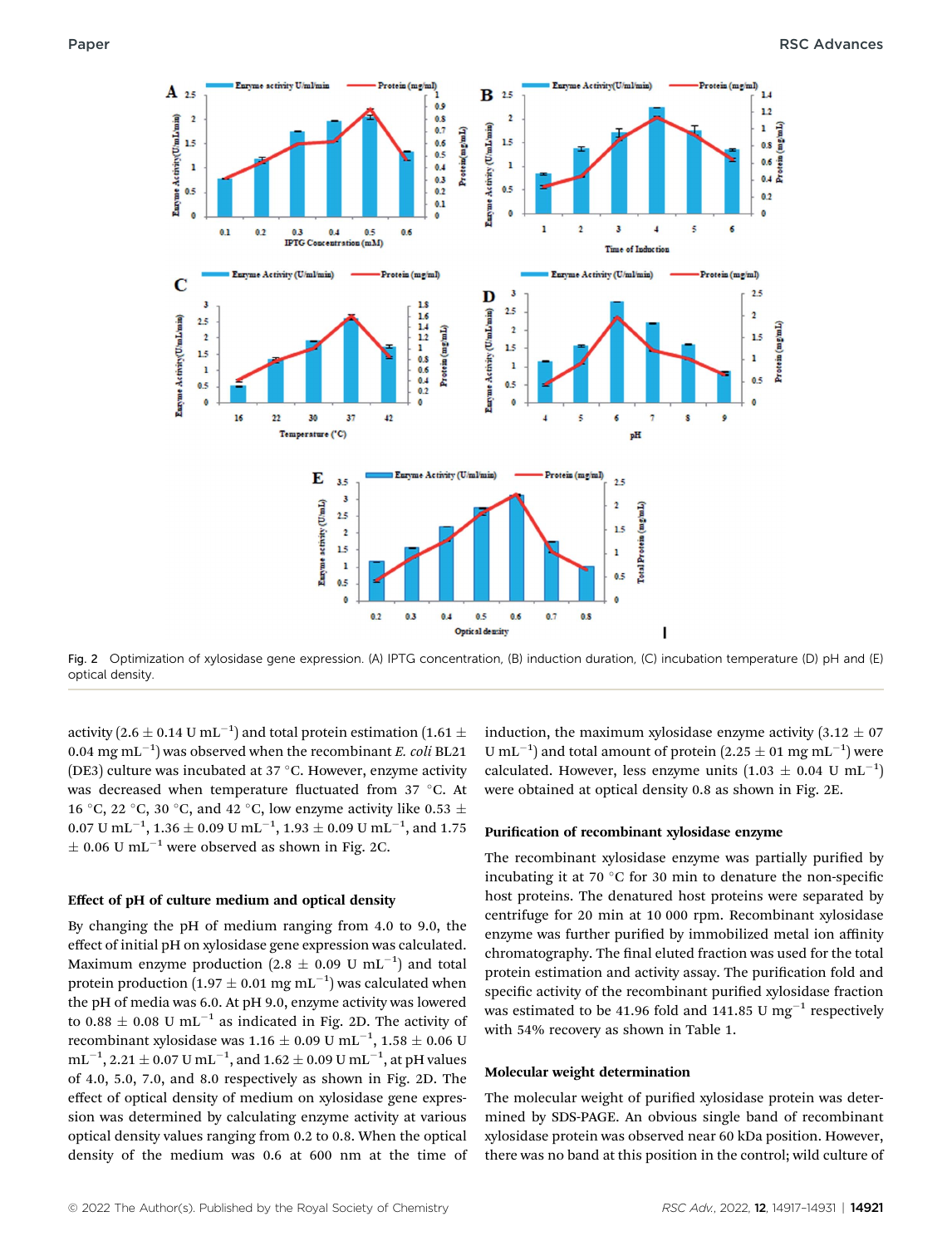Fig. 2 Optimization of xylosidase gene expression. (A) IPTG concentration, (B) induction duration, (C) incubation temperature (D) pH and (E) optical density.

activity (2.6 ± 0.14 U mL$^{-1}$) and total protein estimation (1.61 ± 0.04 mg mL$^{-1}$) was observed when the recombinant *E. coli* BL21 (DE3) culture was incubated at 37 °C. However, enzyme activity was decreased when temperature fluctuated from 37 °C. At 16 °C, 22 °C, 30 °C, and 42 °C, low enzyme activity like 0.53 ± 0.07 U mL$^{-1}$, 1.36 ± 0.09 U mL$^{-1}$, 1.93 ± 0.09 U mL$^{-1}$, and 1.75 ± 0.06 U mL$^{-1}$ were observed as shown in Fig. 2C.

### Effect of pH of culture medium and optical density

By changing the pH of medium ranging from 4.0 to 9.0, the effect of initial pH on xylosidase gene expression was calculated. Maximum enzyme production (2.8 ± 0.09 U mL$^{-1}$) and total protein production (1.97 ± 0.01 mg mL$^{-1}$) was calculated when the pH of media was 6.0. At pH 9.0, enzyme activity was lowered to 0.88 ± 0.08 U mL$^{-1}$ as indicated in Fig. 2D. The activity of recombinant xylosidase was 1.16 ± 0.09 U mL$^{-1}$, 1.58 ± 0.06 U mL$^{-1}$, 2.21 ± 0.07 U mL$^{-1}$, and 1.62 ± 0.09 U mL$^{-1}$, at pH values of 4.0, 5.0, 7.0, and 8.0 respectively as shown in Fig. 2D. The effect of optical density of medium on xylosidase gene expression was determined by calculating enzyme activity at various optical density values ranging from 0.2 to 0.8. When the optical density of the medium was 0.6 at 600 nm at the time of induction, the maximum xylosidase enzyme activity (3.12 ± 07 U mL$^{-1}$) and total amount of protein (2.25 ± 01 mg mL$^{-1}$) were calculated. However, less enzyme units (1.03 ± 0.04 U mL$^{-1}$) were obtained at optical density 0.8 as shown in Fig. 2E.

### Purification of recombinant xylosidase enzyme

The recombinant xylosidase enzyme was partially purified by incubating it at 70 °C for 30 min to denature the non-specific host proteins. The denatured host proteins were separated by centrifuge for 20 min at 10 000 rpm. Recombinant xylosidase enzyme was further purified by immobilized metal ion affinity chromatography. The final eluted fraction was used for the total protein estimation and activity assay. The purification fold and specific activity of the recombinant purified xylosidase fraction was estimated to be 41.96 fold and 141.85 U mg$^{-1}$ respectively with 54% recovery as shown in Table 1.

### Molecular weight determination

The molecular weight of purified xylosidase protein was determined by SDS-PAGE. An obvious single band of recombinant xylosidase protein was observed near 60 kDa position. However, there was no band at this position in the control; wild culture of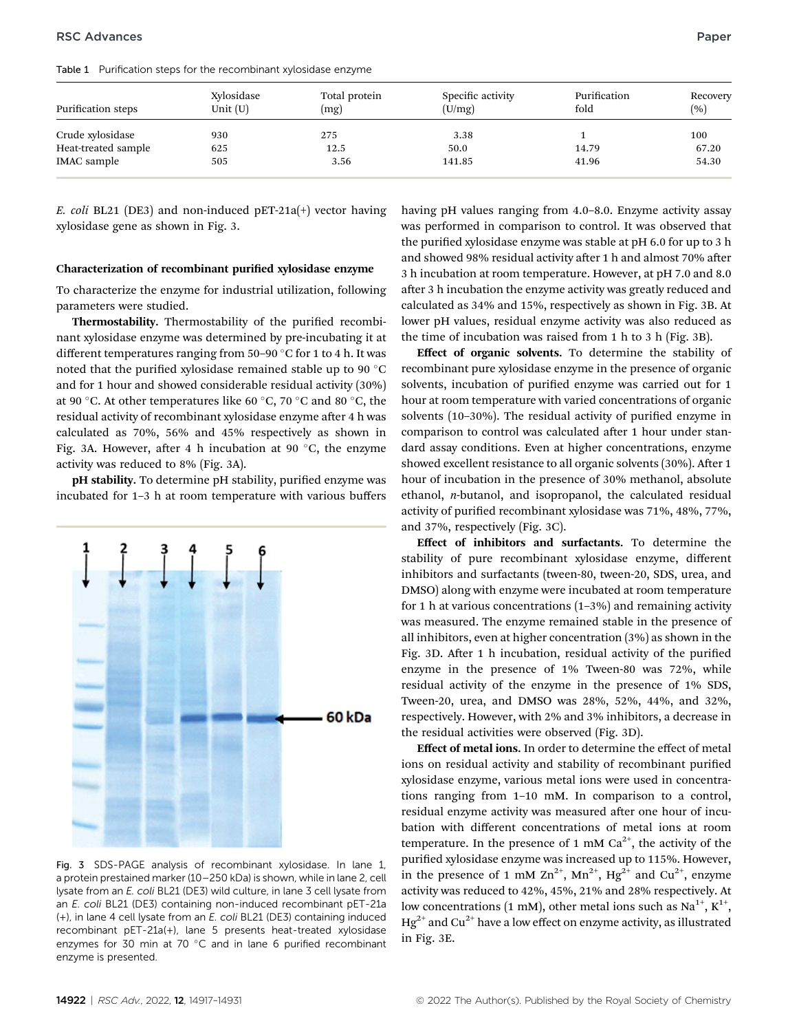Table 1 Purification steps for the recombinant xylosidase enzyme

| Purification steps | Xylosidase Unit (U) | Total protein (mg) | Specific activity (U/mg) | Purification fold | Recovery (%) |
|---|---|---|---|---|---|
| Crude xylosidase | 930 | 275 | 3.38 | 1 | 100 |
| Heat-treated sample | 625 | 12.5 | 50.0 | 14.79 | 67.20 |
| IMAC sample | 505 | 3.56 | 141.85 | 41.96 | 54.30 |

*E. coli* BL21 (DE3) and non-induced pET-21a(+) vector having xylosidase gene as shown in Fig. 3.

### Characterization of recombinant purified xylosidase enzyme

To characterize the enzyme for industrial utilization, following parameters were studied.

**Thermostability.** Thermostability of the purified recombinant xylosidase enzyme was determined by pre-incubating it at different temperatures ranging from 50–90 °C for 1 to 4 h. It was noted that the purified xylosidase remained stable up to 90 °C and for 1 hour and showed considerable residual activity (30%) at 90 °C. At other temperatures like 60 °C, 70 °C and 80 °C, the residual activity of recombinant xylosidase enzyme after 4 h was calculated as 70%, 56% and 45% respectively as shown in Fig. 3A. However, after 4 h incubation at 90 °C, the enzyme activity was reduced to 8% (Fig. 3A).

**pH stability.** To determine pH stability, purified enzyme was incubated for 1–3 h at room temperature with various buffers having pH values ranging from 4.0–8.0. Enzyme activity assay was performed in comparison to control. It was observed that the purified xylosidase enzyme was stable at pH 6.0 for up to 3 h and showed 98% residual activity after 1 h and almost 70% after 3 h incubation at room temperature. However, at pH 7.0 and 8.0 after 3 h incubation the enzyme activity was greatly reduced and calculated as 34% and 15%, respectively as shown in Fig. 3B. At lower pH values, residual enzyme activity was also reduced as the time of incubation was raised from 1 h to 3 h (Fig. 3B).

Fig. 3 SDS-PAGE analysis of recombinant xylosidase. In lane 1, a protein prestained marker (10–250 kDa) is shown, while in lane 2, cell lysate from an *E. coli* BL21 (DE3) wild culture, in lane 3 cell lysate from an *E. coli* BL21 (DE3) containing non-induced recombinant pET-21a (+), in lane 4 cell lysate from an *E. coli* BL21 (DE3) containing induced recombinant pET-21a(+), lane 5 presents heat-treated xylosidase enzymes for 30 min at 70 °C and in lane 6 purified recombinant enzyme is presented.

**Effect of organic solvents.** To determine the stability of recombinant pure xylosidase enzyme in the presence of organic solvents, incubation of purified enzyme was carried out for 1 hour at room temperature with varied concentrations of organic solvents (10–30%). The residual activity of purified enzyme in comparison to control was calculated after 1 hour under standard assay conditions. Even at higher concentrations, enzyme showed excellent resistance to all organic solvents (30%). After 1 hour of incubation in the presence of 30% methanol, absolute ethanol, *n*-butanol, and isopropanol, the calculated residual activity of purified recombinant xylosidase was 71%, 48%, 77%, and 37%, respectively (Fig. 3C).

**Effect of inhibitors and surfactants.** To determine the stability of pure recombinant xylosidase enzyme, different inhibitors and surfactants (tween-80, tween-20, SDS, urea, and DMSO) along with enzyme were incubated at room temperature for 1 h at various concentrations (1–3%) and remaining activity was measured. The enzyme remained stable in the presence of all inhibitors, even at higher concentration (3%) as shown in the Fig. 3D. After 1 h incubation, residual activity of the purified enzyme in the presence of 1% Tween-80 was 72%, while residual activity of the enzyme in the presence of 1% SDS, Tween-20, urea, and DMSO was 28%, 52%, 44%, and 32%, respectively. However, with 2% and 3% inhibitors, a decrease in the residual activities were observed (Fig. 3D).

**Effect of metal ions.** In order to determine the effect of metal ions on residual activity and stability of recombinant purified xylosidase enzyme, various metal ions were used in concentrations ranging from 1–10 mM. In comparison to a control, residual enzyme activity was measured after one hour of incubation with different concentrations of metal ions at room temperature. In the presence of 1 mM $Ca^{2+}$, the activity of the purified xylosidase enzyme was increased up to 115%. However, in the presence of 1 mM $Zn^{2+}$, $Mn^{2+}$, $Hg^{2+}$ and $Cu^{2+}$, enzyme activity was reduced to 42%, 45%, 21% and 28% respectively. At low concentrations (1 mM), other metal ions such as $Na^{1+}$, $K^{1+}$, $Hg^{2+}$ and $Cu^{2+}$ have a low effect on enzyme activity, as illustrated in Fig. 3E.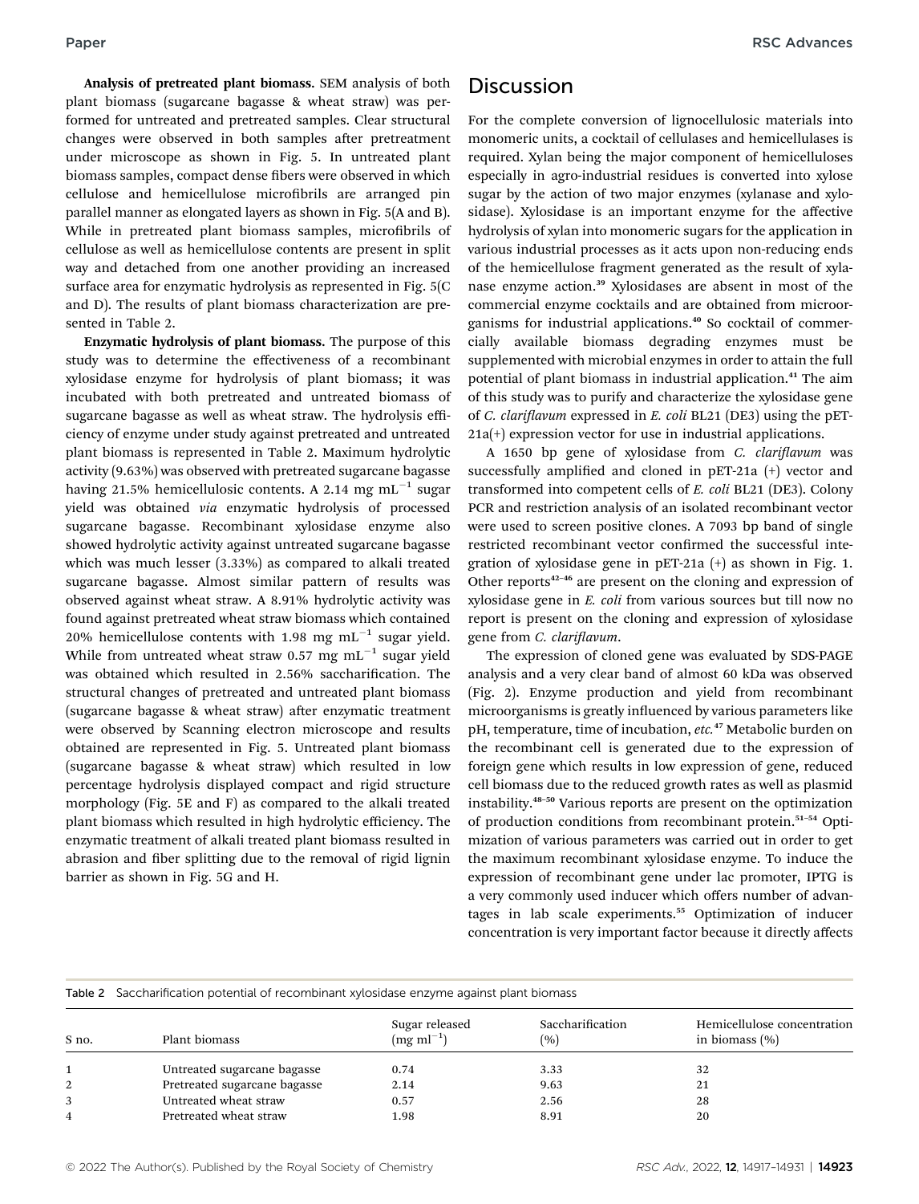**Analysis of pretreated plant biomass.** SEM analysis of both plant biomass (sugarcane bagasse & wheat straw) was performed for untreated and pretreated samples. Clear structural changes were observed in both samples after pretreatment under microscope as shown in Fig. 5. In untreated plant biomass samples, compact dense fibers were observed in which cellulose and hemicellulose microfibrils are arranged pin parallel manner as elongated layers as shown in Fig. 5(A and B). While in pretreated plant biomass samples, microfibrils of cellulose as well as hemicellulose contents are present in split way and detached from one another providing an increased surface area for enzymatic hydrolysis as represented in Fig. 5(C and D). The results of plant biomass characterization are presented in Table 2.

**Enzymatic hydrolysis of plant biomass.** The purpose of this study was to determine the effectiveness of a recombinant xylosidase enzyme for hydrolysis of plant biomass; it was incubated with both pretreated and untreated biomass of sugarcane bagasse as well as wheat straw. The hydrolysis efficiency of enzyme under study against pretreated and untreated plant biomass is represented in Table 2. Maximum hydrolytic activity (9.63%) was observed with pretreated sugarcane bagasse having 21.5% hemicellulosic contents. A 2.14 mg mL$^{-1}$ sugar yield was obtained *via* enzymatic hydrolysis of processed sugarcane bagasse. Recombinant xylosidase enzyme also showed hydrolytic activity against untreated sugarcane bagasse which was much lesser (3.33%) as compared to alkali treated sugarcane bagasse. Almost similar pattern of results was observed against wheat straw. A 8.91% hydrolytic activity was found against pretreated wheat straw biomass which contained 20% hemicellulose contents with 1.98 mg mL$^{-1}$ sugar yield. While from untreated wheat straw 0.57 mg mL$^{-1}$ sugar yield was obtained which resulted in 2.56% saccharification. The structural changes of pretreated and untreated plant biomass (sugarcane bagasse & wheat straw) after enzymatic treatment were observed by Scanning electron microscope and results obtained are represented in Fig. 5. Untreated plant biomass (sugarcane bagasse & wheat straw) which resulted in low percentage hydrolysis displayed compact and rigid structure morphology (Fig. 5E and F) as compared to the alkali treated plant biomass which resulted in high hydrolytic efficiency. The enzymatic treatment of alkali treated plant biomass resulted in abrasion and fiber splitting due to the removal of rigid lignin barrier as shown in Fig. 5G and H.

## Discussion

For the complete conversion of lignocellulosic materials into monomeric units, a cocktail of cellulases and hemicellulases is required. Xylan being the major component of hemicelluloses especially in agro-industrial residues is converted into xylose sugar by the action of two major enzymes (xylanase and xylosidase). Xylosidase is an important enzyme for the affective hydrolysis of xylan into monomeric sugars for the application in various industrial processes as it acts upon non-reducing ends of the hemicellulose fragment generated as the result of xylanase enzyme action.[39] Xylosidases are absent in most of the commercial enzyme cocktails and are obtained from microorganisms for industrial applications.[40] So cocktail of commercially available biomass degrading enzymes must be supplemented with microbial enzymes in order to attain the full potential of plant biomass in industrial application.[41] The aim of this study was to purify and characterize the xylosidase gene of *C. clariflavum* expressed in *E. coli* BL21 (DE3) using the pET-21a(+) expression vector for use in industrial applications.

A 1650 bp gene of xylosidase from *C. clariflavum* was successfully amplified and cloned in pET-21a (+) vector and transformed into competent cells of *E. coli* BL21 (DE3). Colony PCR and restriction analysis of an isolated recombinant vector were used to screen positive clones. A 7093 bp band of single restricted recombinant vector confirmed the successful integration of xylosidase gene in pET-21a (+) as shown in Fig. 1. Other reports[42–46] are present on the cloning and expression of xylosidase gene in *E. coli* from various sources but till now no report is present on the cloning and expression of xylosidase gene from *C. clariflavum*.

The expression of cloned gene was evaluated by SDS-PAGE analysis and a very clear band of almost 60 kDa was observed (Fig. 2). Enzyme production and yield from recombinant microorganisms is greatly influenced by various parameters like pH, temperature, time of incubation, *etc.*[47] Metabolic burden on the recombinant cell is generated due to the expression of foreign gene which results in low expression of gene, reduced cell biomass due to the reduced growth rates as well as plasmid instability.[48–50] Various reports are present on the optimization of production conditions from recombinant protein.[51–54] Optimization of various parameters was carried out in order to get the maximum recombinant xylosidase enzyme. To induce the expression of recombinant gene under lac promoter, IPTG is a very commonly used inducer which offers number of advantages in lab scale experiments.[55] Optimization of inducer concentration is very important factor because it directly affects

Table 2 Saccharification potential of recombinant xylosidase enzyme against plant biomass

| S no. | Plant biomass | Sugar released (mg ml$^{-1}$) | Saccharification (%) | Hemicellulose concentration in biomass (%) |
|---|---|---|---|---|
| 1 | Untreated sugarcane bagasse | 0.74 | 3.33 | 32 |
| 2 | Pretreated sugarcane bagasse | 2.14 | 9.63 | 21 |
| 3 | Untreated wheat straw | 0.57 | 2.56 | 28 |
| 4 | Pretreated wheat straw | 1.98 | 8.91 | 20 |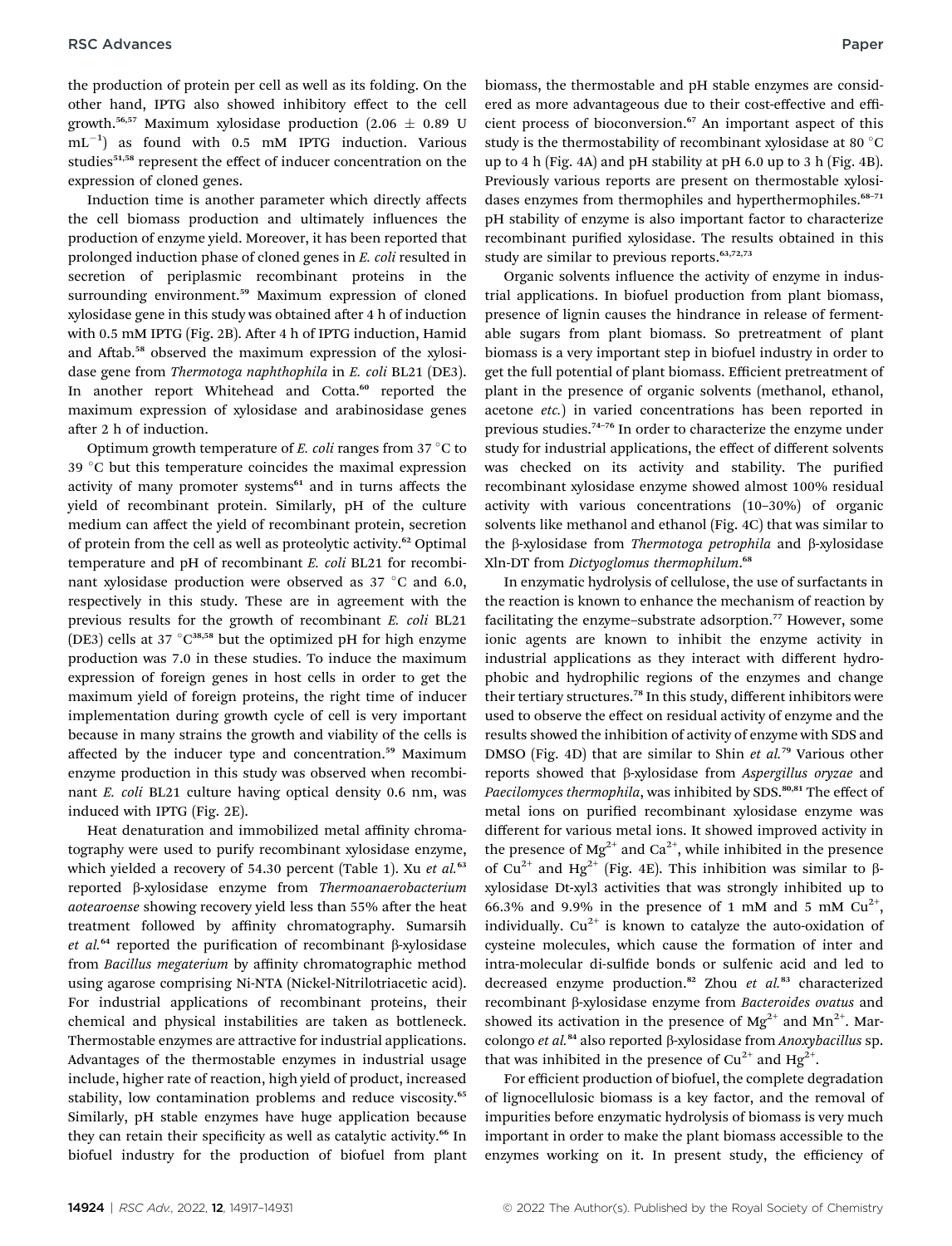the production of protein per cell as well as its folding. On the other hand, IPTG also showed inhibitory effect to the cell growth.[56,57] Maximum xylosidase production ($2.06 \pm 0.89$ U $mL^{-1}$) as found with 0.5 mM IPTG induction. Various studies[51,58] represent the effect of inducer concentration on the expression of cloned genes.

Induction time is another parameter which directly affects the cell biomass production and ultimately influences the production of enzyme yield. Moreover, it has been reported that prolonged induction phase of cloned genes in *E. coli* resulted in secretion of periplasmic recombinant proteins in the surrounding environment.[59] Maximum expression of cloned xylosidase gene in this study was obtained after 4 h of induction with 0.5 mM IPTG (Fig. 2B). After 4 h of IPTG induction, Hamid and Aftab.[58] observed the maximum expression of the xylosidase gene from *Thermotoga naphthophila* in *E. coli* BL21 (DE3). In another report Whitehead and Cotta.[60] reported the maximum expression of xylosidase and arabinosidase genes after 2 h of induction.

Optimum growth temperature of *E. coli* ranges from 37 °C to 39 °C but this temperature coincides the maximal expression activity of many promoter systems[61] and in turns affects the yield of recombinant protein. Similarly, pH of the culture medium can affect the yield of recombinant protein, secretion of protein from the cell as well as proteolytic activity.[62] Optimal temperature and pH of recombinant *E. coli* BL21 for recombinant xylosidase production were observed as 37 °C and 6.0, respectively in this study. These are in agreement with the previous results for the growth of recombinant *E. coli* BL21 (DE3) cells at 37 °C[38,58] but the optimized pH for high enzyme production was 7.0 in these studies. To induce the maximum expression of foreign genes in host cells in order to get the maximum yield of foreign proteins, the right time of inducer implementation during growth cycle of cell is very important because in many strains the growth and viability of the cells is affected by the inducer type and concentration.[59] Maximum enzyme production in this study was observed when recombinant *E. coli* BL21 culture having optical density 0.6 nm, was induced with IPTG (Fig. 2E).

Heat denaturation and immobilized metal affinity chromatography were used to purify recombinant xylosidase enzyme, which yielded a recovery of 54.30 percent (Table 1). Xu *et al.*[63] reported β-xylosidase enzyme from *Thermoanaerobacterium aotearoense* showing recovery yield less than 55% after the heat treatment followed by affinity chromatography. Sumarsih *et al.*[64] reported the purification of recombinant β-xylosidase from *Bacillus megaterium* by affinity chromatographic method using agarose comprising Ni-NTA (Nickel-Nitrilotriacetic acid). For industrial applications of recombinant proteins, their chemical and physical instabilities are taken as bottleneck. Thermostable enzymes are attractive for industrial applications. Advantages of the thermostable enzymes in industrial usage include, higher rate of reaction, high yield of product, increased stability, low contamination problems and reduce viscosity.[65] Similarly, pH stable enzymes have huge application because they can retain their specificity as well as catalytic activity.[66] In biofuel industry for the production of biofuel from plant biomass, the thermostable and pH stable enzymes are considered as more advantageous due to their cost-effective and efficient process of bioconversion.[67] An important aspect of this study is the thermostability of recombinant xylosidase at 80 °C up to 4 h (Fig. 4A) and pH stability at pH 6.0 up to 3 h (Fig. 4B). Previously various reports are present on thermostable xylosidases enzymes from thermophiles and hyperthermophiles.[68–71] pH stability of enzyme is also important factor to characterize recombinant purified xylosidase. The results obtained in this study are similar to previous reports.[63,72,73]

Organic solvents influence the activity of enzyme in industrial applications. In biofuel production from plant biomass, presence of lignin causes the hindrance in release of fermentable sugars from plant biomass. So pretreatment of plant biomass is a very important step in biofuel industry in order to get the full potential of plant biomass. Efficient pretreatment of plant in the presence of organic solvents (methanol, ethanol, acetone *etc.*) in varied concentrations has been reported in previous studies.[74–76] In order to characterize the enzyme under study for industrial applications, the effect of different solvents was checked on its activity and stability. The purified recombinant xylosidase enzyme showed almost 100% residual activity with various concentrations (10–30%) of organic solvents like methanol and ethanol (Fig. 4C) that was similar to the β-xylosidase from *Thermotoga petrophila* and β-xylosidase Xln-DT from *Dictyoglomus thermophilum*.[68]

In enzymatic hydrolysis of cellulose, the use of surfactants in the reaction is known to enhance the mechanism of reaction by facilitating the enzyme–substrate adsorption.[77] However, some ionic agents are known to inhibit the enzyme activity in industrial applications as they interact with different hydrophobic and hydrophilic regions of the enzymes and change their tertiary structures.[78] In this study, different inhibitors were used to observe the effect on residual activity of enzyme and the results showed the inhibition of activity of enzyme with SDS and DMSO (Fig. 4D) that are similar to Shin *et al.*[79] Various other reports showed that β-xylosidase from *Aspergillus oryzae* and *Paecilomyces thermophila*, was inhibited by SDS.[80,81] The effect of metal ions on purified recombinant xylosidase enzyme was different for various metal ions. It showed improved activity in the presence of $Mg^{2+}$ and $Ca^{2+}$, while inhibited in the presence of $Cu^{2+}$ and $Hg^{2+}$ (Fig. 4E). This inhibition was similar to β-xylosidase Dt-xyl3 activities that was strongly inhibited up to 66.3% and 9.9% in the presence of 1 mM and 5 mM $Cu^{2+}$, individually. $Cu^{2+}$ is known to catalyze the auto-oxidation of cysteine molecules, which cause the formation of inter and intra-molecular di-sulfide bonds or sulfenic acid and led to decreased enzyme production.[82] Zhou *et al.*[83] characterized recombinant β-xylosidase enzyme from *Bacteroides ovatus* and showed its activation in the presence of $Mg^{2+}$ and $Mn^{2+}$. Marcolongo *et al.*[84] also reported β-xylosidase from *Anoxybacillus* sp. that was inhibited in the presence of $Cu^{2+}$ and $Hg^{2+}$.

For efficient production of biofuel, the complete degradation of lignocellulosic biomass is a key factor, and the removal of impurities before enzymatic hydrolysis of biomass is very much important in order to make the plant biomass accessible to the enzymes working on it. In present study, the efficiency of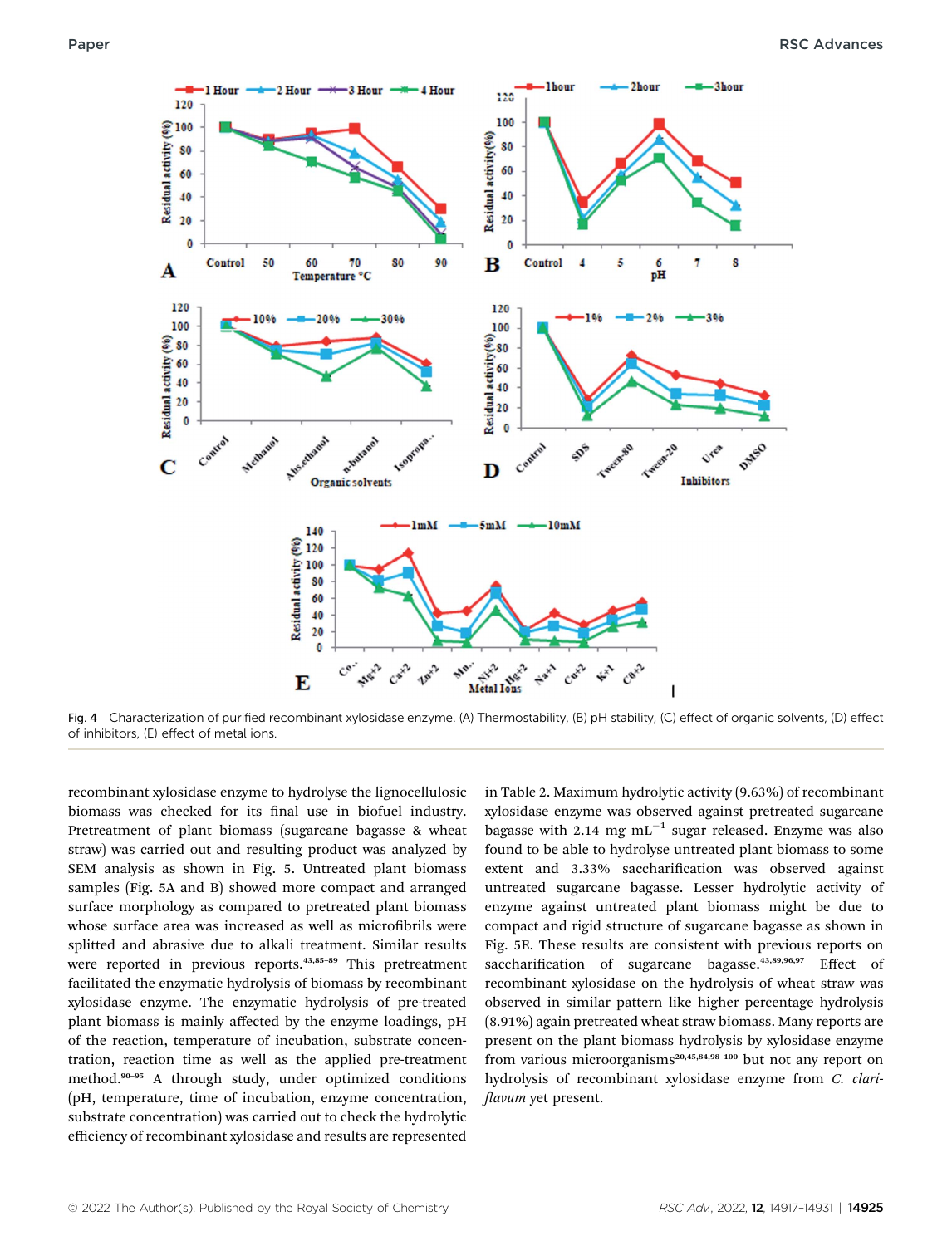Fig. 4 Characterization of purified recombinant xylosidase enzyme. (A) Thermostability, (B) pH stability, (C) effect of organic solvents, (D) effect of inhibitors, (E) effect of metal ions.

recombinant xylosidase enzyme to hydrolyse the lignocellulosic biomass was checked for its final use in biofuel industry. Pretreatment of plant biomass (sugarcane bagasse & wheat straw) was carried out and resulting product was analyzed by SEM analysis as shown in Fig. 5. Untreated plant biomass samples (Fig. 5A and B) showed more compact and arranged surface morphology as compared to pretreated plant biomass whose surface area was increased as well as microfibrils were splitted and abrasive due to alkali treatment. Similar results were reported in previous reports.[43,85–89] This pretreatment facilitated the enzymatic hydrolysis of biomass by recombinant xylosidase enzyme. The enzymatic hydrolysis of pre-treated plant biomass is mainly affected by the enzyme loadings, pH of the reaction, temperature of incubation, substrate concentration, reaction time as well as the applied pre-treatment method.[90–95] A through study, under optimized conditions (pH, temperature, time of incubation, enzyme concentration, substrate concentration) was carried out to check the hydrolytic efficiency of recombinant xylosidase and results are represented in Table 2. Maximum hydrolytic activity (9.63%) of recombinant xylosidase enzyme was observed against pretreated sugarcane bagasse with 2.14 mg $mL^{-1}$ sugar released. Enzyme was also found to be able to hydrolyse untreated plant biomass to some extent and 3.33% saccharification was observed against untreated sugarcane bagasse. Lesser hydrolytic activity of enzyme against untreated plant biomass might be due to compact and rigid structure of sugarcane bagasse as shown in Fig. 5E. These results are consistent with previous reports on saccharification of sugarcane bagasse.[43,89,96,97] Effect of recombinant xylosidase on the hydrolysis of wheat straw was observed in similar pattern like higher percentage hydrolysis (8.91%) again pretreated wheat straw biomass. Many reports are present on the plant biomass hydrolysis by xylosidase enzyme from various microorganisms[20,45,84,98–100] but not any report on hydrolysis of recombinant xylosidase enzyme from *C. clariflavum* yet present.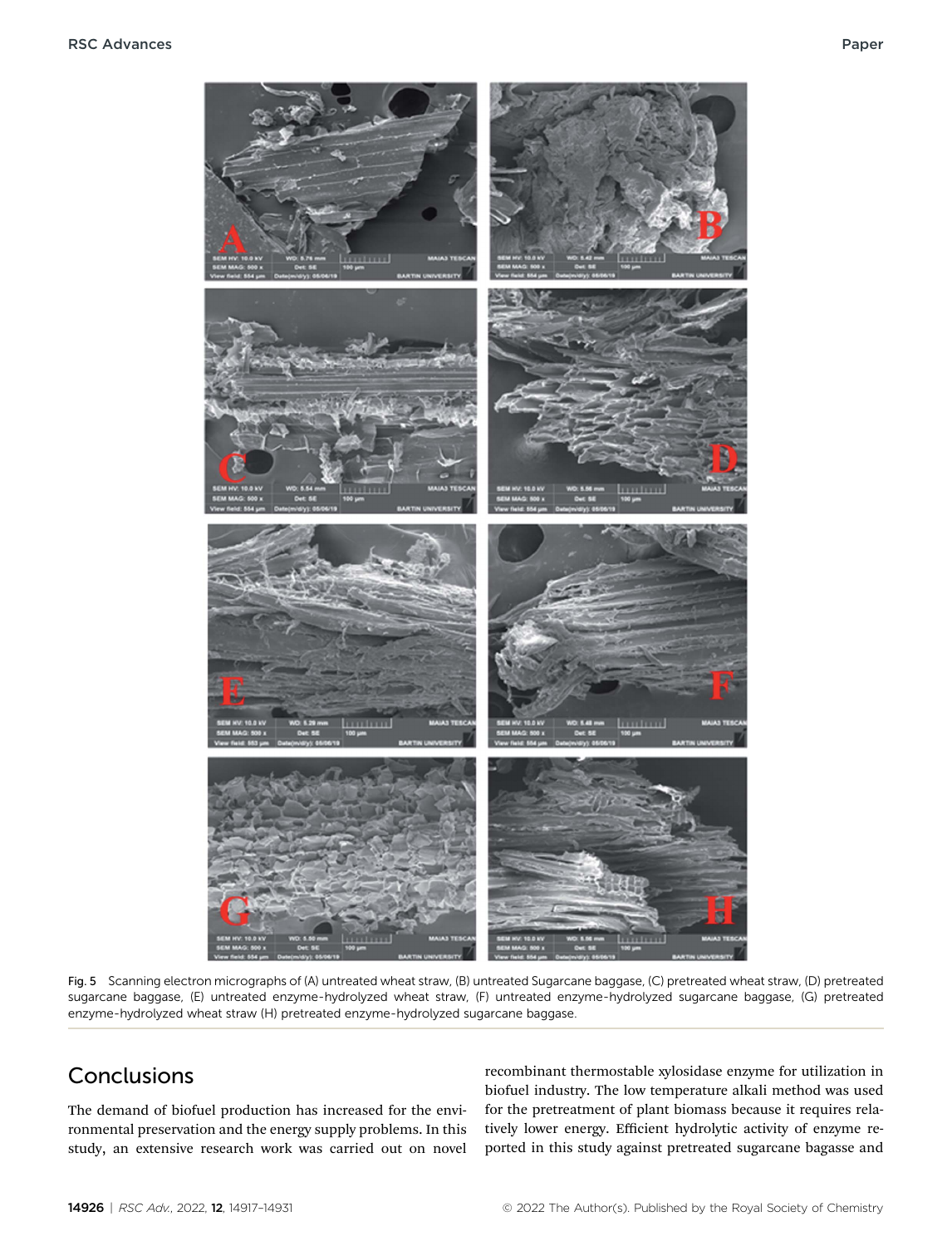Fig. 5 Scanning electron micrographs of (A) untreated wheat straw, (B) untreated Sugarcane baggase, (C) pretreated wheat straw, (D) pretreated sugarcane baggase, (E) untreated enzyme-hydrolyzed wheat straw, (F) untreated enzyme-hydrolyzed sugarcane baggase, (G) pretreated enzyme-hydrolyzed wheat straw (H) pretreated enzyme-hydrolyzed sugarcane baggase.

## Conclusions

The demand of biofuel production has increased for the environmental preservation and the energy supply problems. In this study, an extensive research work was carried out on novel recombinant thermostable xylosidase enzyme for utilization in biofuel industry. The low temperature alkali method was used for the pretreatment of plant biomass because it requires relatively lower energy. Efficient hydrolytic activity of enzyme reported in this study against pretreated sugarcane bagasse and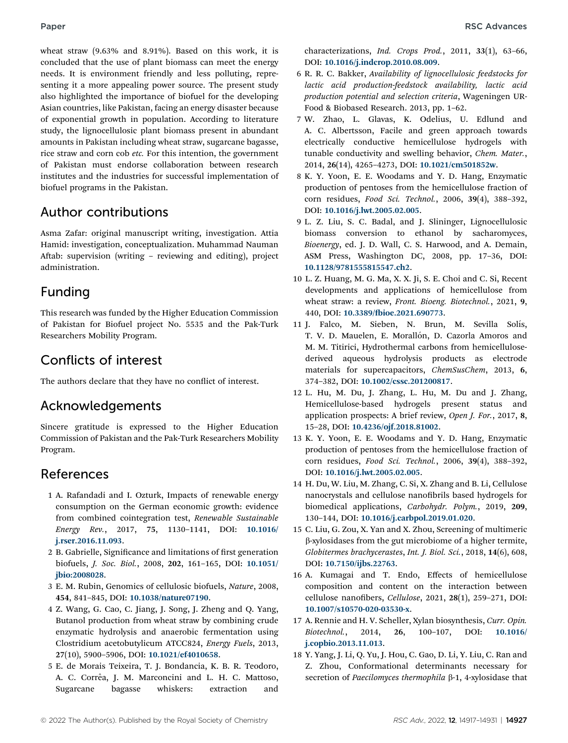wheat straw (9.63% and 8.91%). Based on this work, it is concluded that the use of plant biomass can meet the energy needs. It is environment friendly and less polluting, representing it a more appealing power source. The present study also highlighted the importance of biofuel for the developing Asian countries, like Pakistan, facing an energy disaster because of exponential growth in population. According to literature study, the lignocellulosic plant biomass present in abundant amounts in Pakistan including wheat straw, sugarcane bagasse, rice straw and corn cob *etc.* For this intention, the government of Pakistan must endorse collaboration between research institutes and the industries for successful implementation of biofuel programs in the Pakistan.

## Author contributions

Asma Zafar: original manuscript writing, investigation. Attia Hamid: investigation, conceptualization. Muhammad Nauman Aftab: supervision (writing – reviewing and editing), project administration.

## Funding

This research was funded by the Higher Education Commission of Pakistan for Biofuel project No. 5535 and the Pak-Turk Researchers Mobility Program.

## Conflicts of interest

The authors declare that they have no conflict of interest.

## Acknowledgements

Sincere gratitude is expressed to the Higher Education Commission of Pakistan and the Pak-Turk Researchers Mobility Program.

## References

1 A. Rafandadi and I. Ozturk, Impacts of renewable energy consumption on the German economic growth: evidence from combined cointegration test, *Renewable Sustainable Energy Rev.*, 2017, **75**, 1130–1141, DOI: 10.1016/j.rser.2016.11.093.

2 B. Gabrielle, Significance and limitations of first generation biofuels, *J. Soc. Biol.*, 2008, **202**, 161–165, DOI: 10.1051/jbio:2008028.

3 E. M. Rubin, Genomics of cellulosic biofuels, *Nature*, 2008, **454**, 841–845, DOI: 10.1038/nature07190.

4 Z. Wang, G. Cao, C. Jiang, J. Song, J. Zheng and Q. Yang, Butanol production from wheat straw by combining crude enzymatic hydrolysis and anaerobic fermentation using Clostridium acetobutylicum ATCC824, *Energy Fuels*, 2013, **27**(10), 5900–5906, DOI: 10.1021/ef4010658.

5 E. de Morais Teixeira, T. J. Bondancia, K. B. R. Teodoro, A. C. Corrêa, J. M. Marconcini and L. H. C. Mattoso, Sugarcane bagasse whiskers: extraction and characterizations, *Ind. Crops Prod.*, 2011, **33**(1), 63–66, DOI: 10.1016/j.indcrop.2010.08.009.

6 R. R. C. Bakker, *Availability of lignocellulosic feedstocks for lactic acid production-feedstock availability, lactic acid production potential and selection criteria*, Wageningen UR-Food & Biobased Research. 2013, pp. 1–62.

7 W. Zhao, L. Glavas, K. Odelius, U. Edlund and A. C. Albertsson, Facile and green approach towards electrically conductive hemicellulose hydrogels with tunable conductivity and swelling behavior, *Chem. Mater.*, 2014, **26**(14), 4265–4273, DOI: 10.1021/cm501852w.

8 K. Y. Yoon, E. E. Woodams and Y. D. Hang, Enzymatic production of pentoses from the hemicellulose fraction of corn residues, *Food Sci. Technol.*, 2006, **39**(4), 388–392, DOI: 10.1016/j.lwt.2005.02.005.

9 L. Z. Liu, S. C. Badal, and J. Slininger, Lignocellulosic biomass conversion to ethanol by sacharomyces, *Bioenergy*, ed. J. D. Wall, C. S. Harwood, and A. Demain, ASM Press, Washington DC, 2008, pp. 17–36, DOI: 10.1128/9781555815547.ch2.

10 L. Z. Huang, M. G. Ma, X. X. Ji, S. E. Choi and C. Si, Recent developments and applications of hemicellulose from wheat straw: a review, *Front. Bioeng. Biotechnol.*, 2021, **9**, 440, DOI: 10.3389/fbioe.2021.690773.

11 J. Falco, M. Sieben, N. Brun, M. Sevilla Solís, T. V. D. Mauelen, E. Morallón, D. Cazorla Amoros and M. M. Titirici, Hydrothermal carbons from hemicellulose-derived aqueous hydrolysis products as electrode materials for supercapacitors, *ChemSusChem*, 2013, **6**, 374–382, DOI: 10.1002/cssc.201200817.

12 L. Hu, M. Du, J. Zhang, L. Hu, M. Du and J. Zhang, Hemicellulose-based hydrogels present status and application prospects: A brief review, *Open J. For.*, 2017, **8**, 15–28, DOI: 10.4236/ojf.2018.81002.

13 K. Y. Yoon, E. E. Woodams and Y. D. Hang, Enzymatic production of pentoses from the hemicellulose fraction of corn residues, *Food Sci. Technol.*, 2006, **39**(4), 388–392, DOI: 10.1016/j.lwt.2005.02.005.

14 H. Du, W. Liu, M. Zhang, C. Si, X. Zhang and B. Li, Cellulose nanocrystals and cellulose nanofibrils based hydrogels for biomedical applications, *Carbohydr. Polym.*, 2019, **209**, 130–144, DOI: 10.1016/j.carbpol.2019.01.020.

15 C. Liu, G. Zou, X. Yan and X. Zhou, Screening of multimeric β-xylosidases from the gut microbiome of a higher termite, *Globitermes brachycerastes*, *Int. J. Biol. Sci.*, 2018, **14**(6), 608, DOI: 10.7150/ijbs.22763.

16 A. Kumagai and T. Endo, Effects of hemicellulose composition and content on the interaction between cellulose nanofibers, *Cellulose*, 2021, **28**(1), 259–271, DOI: 10.1007/s10570-020-03530-x.

17 A. Rennie and H. V. Scheller, Xylan biosynthesis, *Curr. Opin. Biotechnol.*, 2014, **26**, 100–107, DOI: 10.1016/j.copbio.2013.11.013.

18 Y. Yang, J. Li, Q. Yu, J. Hou, C. Gao, D. Li, Y. Liu, C. Ran and Z. Zhou, Conformational determinants necessary for secretion of *Paecilomyces thermophila* β-1, 4-xylosidase that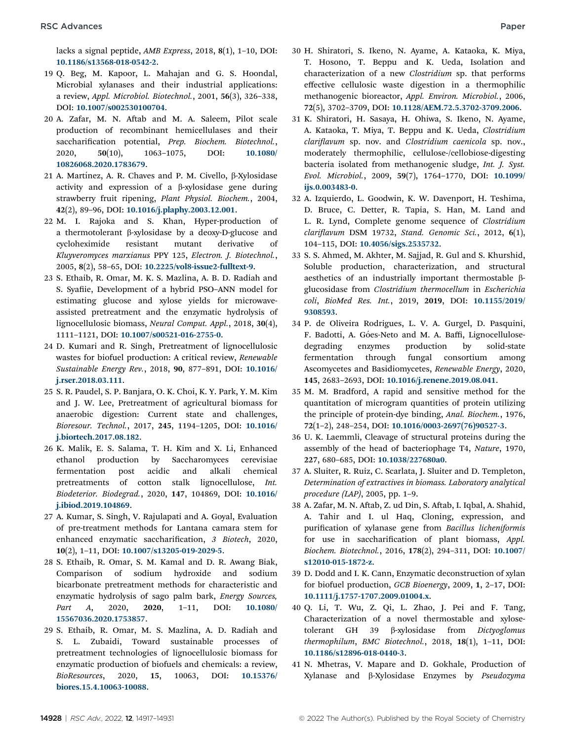lacks a signal peptide, *AMB Express*, 2018, **8**(1), 1–10, DOI: 10.1186/s13568-018-0542-2.

19 Q. Beg, M. Kapoor, L. Mahajan and G. S. Hoondal, Microbial xylanases and their industrial applications: a review, *Appl. Microbiol. Biotechnol.*, 2001, **56**(3), 326–338, DOI: 10.1007/s002530100704.

20 A. Zafar, M. N. Aftab and M. A. Saleem, Pilot scale production of recombinant hemicellulases and their saccharification potential, *Prep. Biochem. Biotechnol.*, 2020, **50**(10), 1063–1075, DOI: 10.1080/10826068.2020.1783679.

21 A. Martínez, A. R. Chaves and P. M. Civello, β-Xylosidase activity and expression of a β-xylosidase gene during strawberry fruit ripening, *Plant Physiol. Biochem.*, 2004, **42**(2), 89–96, DOI: 10.1016/j.plaphy.2003.12.001.

22 M. I. Rajoka and S. Khan, Hyper-production of a thermotolerant β-xylosidase by a deoxy-D-glucose and cycloheximide resistant mutant derivative of *Kluyveromyces marxianus* PPY 125, *Electron. J. Biotechnol.*, 2005, **8**(2), 58–65, DOI: 10.2225/vol8-issue2-fulltext-9.

23 S. Ethaib, R. Omar, M. K. S. Mazlina, A. B. D. Radiah and S. Syafiie, Development of a hybrid PSO–ANN model for estimating glucose and xylose yields for microwave-assisted pretreatment and the enzymatic hydrolysis of lignocellulosic biomass, *Neural Comput. Appl.*, 2018, **30**(4), 1111–1121, DOI: 10.1007/s00521-016-2755-0.

24 D. Kumari and R. Singh, Pretreatment of lignocellulosic wastes for biofuel production: A critical review, *Renewable Sustainable Energy Rev.*, 2018, **90**, 877–891, DOI: 10.1016/j.rser.2018.03.111.

25 S. R. Paudel, S. P. Banjara, O. K. Choi, K. Y. Park, Y. M. Kim and J. W. Lee, Pretreatment of agricultural biomass for anaerobic digestion: Current state and challenges, *Bioresour. Technol.*, 2017, **245**, 1194–1205, DOI: 10.1016/j.biortech.2017.08.182.

26 K. Malik, E. S. Salama, T. H. Kim and X. Li, Enhanced ethanol production by Saccharomyces cerevisiae fermentation post acidic and alkali chemical pretreatments of cotton stalk lignocellulose, *Int. Biodeterior. Biodegrad.*, 2020, **147**, 104869, DOI: 10.1016/j.ibiod.2019.104869.

27 A. Kumar, S. Singh, V. Rajulapati and A. Goyal, Evaluation of pre-treatment methods for Lantana camara stem for enhanced enzymatic saccharification, *3 Biotech*, 2020, **10**(2), 1–11, DOI: 10.1007/s13205-019-2029-5.

28 S. Ethaib, R. Omar, S. M. Kamal and D. R. Awang Biak, Comparison of sodium hydroxide and sodium bicarbonate pretreatment methods for characteristic and enzymatic hydrolysis of sago palm bark, *Energy Sources, Part A*, 2020, **2020**, 1–11, DOI: 10.1080/15567036.2020.1753857.

29 S. Ethaib, R. Omar, M. S. Mazlina, A. D. Radiah and S. L. Zubaidi, Toward sustainable processes of pretreatment technologies of lignocellulosic biomass for enzymatic production of biofuels and chemicals: a review, *BioResources*, 2020, **15**, 10063, DOI: 10.15376/biores.15.4.10063-10088.

30 H. Shiratori, S. Ikeno, N. Ayame, A. Kataoka, K. Miya, T. Hosono, T. Beppu and K. Ueda, Isolation and characterization of a new *Clostridium* sp. that performs effective cellulosic waste digestion in a thermophilic methanogenic bioreactor, *Appl. Environ. Microbiol.*, 2006, **72**(5), 3702–3709, DOI: 10.1128/AEM.72.5.3702-3709.2006.

31 K. Shiratori, H. Sasaya, H. Ohiwa, S. Ikeno, N. Ayame, A. Kataoka, T. Miya, T. Beppu and K. Ueda, *Clostridium clariflavum* sp. nov. and *Clostridium caenicola* sp. nov., moderately thermophilic, cellulose-/cellobiose-digesting bacteria isolated from methanogenic sludge, *Int. J. Syst. Evol. Microbiol.*, 2009, **59**(7), 1764–1770, DOI: 10.1099/ijs.0.003483-0.

32 A. Izquierdo, L. Goodwin, K. W. Davenport, H. Teshima, D. Bruce, C. Detter, R. Tapia, S. Han, M. Land and L. R. Lynd, Complete genome sequence of *Clostridium clariflavum* DSM 19732, *Stand. Genomic Sci.*, 2012, **6**(1), 104–115, DOI: 10.4056/sigs.2535732.

33 S. S. Ahmed, M. Akhter, M. Sajjad, R. Gul and S. Khurshid, Soluble production, characterization, and structural aesthetics of an industrially important thermostable β-glucosidase from *Clostridium thermocellum* in *Escherichia coli*, *BioMed Res. Int.*, 2019, **2019**, DOI: 10.1155/2019/9308593.

34 P. de Oliveira Rodrigues, L. V. A. Gurgel, D. Pasquini, F. Badotti, A. Góes-Neto and M. A. Baffi, Lignocellulose-degrading enzymes production by solid-state fermentation through fungal consortium among Ascomycetes and Basidiomycetes, *Renewable Energy*, 2020, **145**, 2683–2693, DOI: 10.1016/j.renene.2019.08.041.

35 M. M. Bradford, A rapid and sensitive method for the quantitation of microgram quantities of protein utilizing the principle of protein-dye binding, *Anal. Biochem.*, 1976, **72**(1–2), 248–254, DOI: 10.1016/0003-2697(76)90527-3.

36 U. K. Laemmli, Cleavage of structural proteins during the assembly of the head of bacteriophage T4, *Nature*, 1970, **227**, 680–685, DOI: 10.1038/227680a0.

37 A. Sluiter, R. Ruiz, C. Scarlata, J. Sluiter and D. Templeton, *Determination of extractives in biomass. Laboratory analytical procedure (LAP)*, 2005, pp. 1–9.

38 A. Zafar, M. N. Aftab, Z. ud Din, S. Aftab, I. Iqbal, A. Shahid, A. Tahir and I. ul Haq, Cloning, expression, and purification of xylanase gene from *Bacillus licheniformis* for use in saccharification of plant biomass, *Appl. Biochem. Biotechnol.*, 2016, **178**(2), 294–311, DOI: 10.1007/s12010-015-1872-z.

39 D. Dodd and I. K. Cann, Enzymatic deconstruction of xylan for biofuel production, *GCB Bioenergy*, 2009, **1**, 2–17, DOI: 10.1111/j.1757-1707.2009.01004.x.

40 Q. Li, T. Wu, Z. Qi, L. Zhao, J. Pei and F. Tang, Characterization of a novel thermostable and xylose-tolerant GH 39 β-xylosidase from *Dictyoglomus thermophilum*, *BMC Biotechnol.*, 2018, **18**(1), 1–11, DOI: 10.1186/s12896-018-0440-3.

41 N. Mhetras, V. Mapare and D. Gokhale, Production of Xylanase and β-Xylosidase Enzymes by *Pseudozyma*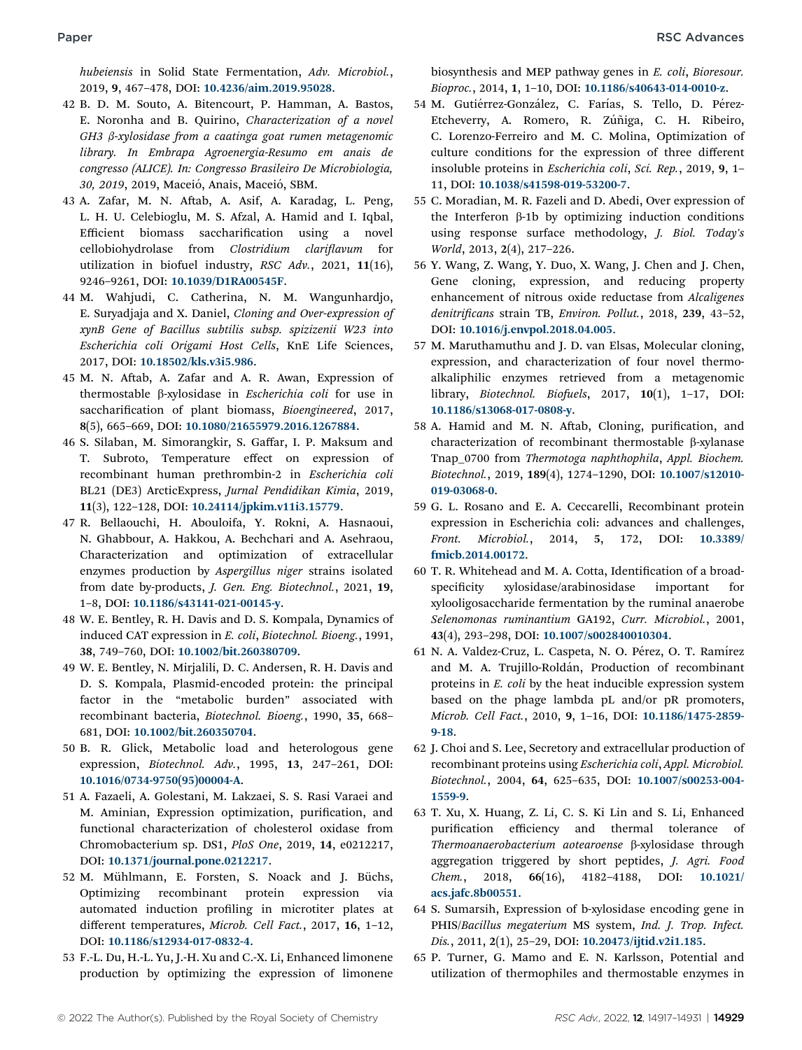*hubeiensis* in Solid State Fermentation, *Adv. Microbiol.*, 2019, **9**, 467–478, DOI: 10.4236/aim.2019.95028.

42 B. D. M. Souto, A. Bitencourt, P. Hamman, A. Bastos, E. Noronha and B. Quirino, *Characterization of a novel GH3 β-xylosidase from a caatinga goat rumen metagenomic library. In Embrapa Agroenergia-Resumo em anais de congresso (ALICE). In: Congresso Brasileiro De Microbiologia, 30, 2019*, 2019, Maceió, Anais, Maceió, SBM.

43 A. Zafar, M. N. Aftab, A. Asif, A. Karadag, L. Peng, L. H. U. Celebioglu, M. S. Afzal, A. Hamid and I. Iqbal, Efficient biomass saccharification using a novel cellobiohydrolase from *Clostridium clariflavum* for utilization in biofuel industry, *RSC Adv.*, 2021, **11**(16), 9246–9261, DOI: 10.1039/D1RA00545F.

44 M. Wahjudi, C. Catherina, N. M. Wangunhardjo, E. Suryadjaja and X. Daniel, *Cloning and Over-expression of xynB Gene of Bacillus subtilis subsp. spizizenii W23 into Escherichia coli Origami Host Cells*, KnE Life Sciences, 2017, DOI: 10.18502/kls.v3i5.986.

45 M. N. Aftab, A. Zafar and A. R. Awan, Expression of thermostable β-xylosidase in *Escherichia coli* for use in saccharification of plant biomass, *Bioengineered*, 2017, **8**(5), 665–669, DOI: 10.1080/21655979.2016.1267884.

46 S. Silaban, M. Simorangkir, S. Gaffar, I. P. Maksum and T. Subroto, Temperature effect on expression of recombinant human prethrombin-2 in *Escherichia coli* BL21 (DE3) ArcticExpress, *Jurnal Pendidikan Kimia*, 2019, **11**(3), 122–128, DOI: 10.24114/jpkim.v11i3.15779.

47 R. Bellaouchi, H. Abouloifa, Y. Rokni, A. Hasnaoui, N. Ghabbour, A. Hakkou, A. Bechchari and A. Asehraou, Characterization and optimization of extracellular enzymes production by *Aspergillus niger* strains isolated from date by-products, *J. Gen. Eng. Biotechnol.*, 2021, **19**, 1–8, DOI: 10.1186/s43141-021-00145-y.

48 W. E. Bentley, R. H. Davis and D. S. Kompala, Dynamics of induced CAT expression in *E. coli*, *Biotechnol. Bioeng.*, 1991, **38**, 749–760, DOI: 10.1002/bit.260380709.

49 W. E. Bentley, N. Mirjalili, D. C. Andersen, R. H. Davis and D. S. Kompala, Plasmid-encoded protein: the principal factor in the "metabolic burden" associated with recombinant bacteria, *Biotechnol. Bioeng.*, 1990, **35**, 668–681, DOI: 10.1002/bit.260350704.

50 B. R. Glick, Metabolic load and heterologous gene expression, *Biotechnol. Adv.*, 1995, **13**, 247–261, DOI: 10.1016/0734-9750(95)00004-A.

51 A. Fazaeli, A. Golestani, M. Lakzaei, S. S. Rasi Varaei and M. Aminian, Expression optimization, purification, and functional characterization of cholesterol oxidase from Chromobacterium sp. DS1, *PloS One*, 2019, **14**, e0212217, DOI: 10.1371/journal.pone.0212217.

52 M. Mühlmann, E. Forsten, S. Noack and J. Büchs, Optimizing recombinant protein expression via automated induction profiling in microtiter plates at different temperatures, *Microb. Cell Fact.*, 2017, **16**, 1–12, DOI: 10.1186/s12934-017-0832-4.

53 F.-L. Du, H.-L. Yu, J.-H. Xu and C.-X. Li, Enhanced limonene production by optimizing the expression of limonene biosynthesis and MEP pathway genes in *E. coli*, *Bioresour. Bioproc.*, 2014, **1**, 1–10, DOI: 10.1186/s40643-014-0010-z.

54 M. Gutiérrez-González, C. Farías, S. Tello, D. Pérez-Etcheverry, A. Romero, R. Zúñiga, C. H. Ribeiro, C. Lorenzo-Ferreiro and M. C. Molina, Optimization of culture conditions for the expression of three different insoluble proteins in *Escherichia coli*, *Sci. Rep.*, 2019, **9**, 1–11, DOI: 10.1038/s41598-019-53200-7.

55 C. Moradian, M. R. Fazeli and D. Abedi, Over expression of the Interferon β-1b by optimizing induction conditions using response surface methodology, *J. Biol. Today's World*, 2013, **2**(4), 217–226.

56 Y. Wang, Z. Wang, Y. Duo, X. Wang, J. Chen and J. Chen, Gene cloning, expression, and reducing property enhancement of nitrous oxide reductase from *Alcaligenes denitrificans* strain TB, *Environ. Pollut.*, 2018, **239**, 43–52, DOI: 10.1016/j.envpol.2018.04.005.

57 M. Maruthamuthu and J. D. van Elsas, Molecular cloning, expression, and characterization of four novel thermo-alkaliphilic enzymes retrieved from a metagenomic library, *Biotechnol. Biofuels*, 2017, **10**(1), 1–17, DOI: 10.1186/s13068-017-0808-y.

58 A. Hamid and M. N. Aftab, Cloning, purification, and characterization of recombinant thermostable β-xylanase Tnap_0700 from *Thermotoga naphthophila*, *Appl. Biochem. Biotechnol.*, 2019, **189**(4), 1274–1290, DOI: 10.1007/s12010-019-03068-0.

59 G. L. Rosano and E. A. Ceccarelli, Recombinant protein expression in Escherichia coli: advances and challenges, *Front. Microbiol.*, 2014, **5**, 172, DOI: 10.3389/fmicb.2014.00172.

60 T. R. Whitehead and M. A. Cotta, Identification of a broad-specificity xylosidase/arabinosidase important for xylooligosaccharide fermentation by the ruminal anaerobe *Selenomonas ruminantium* GA192, *Curr. Microbiol.*, 2001, **43**(4), 293–298, DOI: 10.1007/s002840010304.

61 N. A. Valdez-Cruz, L. Caspeta, N. O. Pérez, O. T. Ramírez and M. A. Trujillo-Roldán, Production of recombinant proteins in *E. coli* by the heat inducible expression system based on the phage lambda pL and/or pR promoters, *Microb. Cell Fact.*, 2010, **9**, 1–16, DOI: 10.1186/1475-2859-9-18.

62 J. Choi and S. Lee, Secretory and extracellular production of recombinant proteins using *Escherichia coli*, *Appl. Microbiol. Biotechnol.*, 2004, **64**, 625–635, DOI: 10.1007/s00253-004-1559-9.

63 T. Xu, X. Huang, Z. Li, C. S. Ki Lin and S. Li, Enhanced purification efficiency and thermal tolerance of *Thermoanaerobacterium aotearoense* β-xylosidase through aggregation triggered by short peptides, *J. Agri. Food Chem.*, 2018, **66**(16), 4182–4188, DOI: 10.1021/acs.jafc.8b00551.

64 S. Sumarsih, Expression of b-xylosidase encoding gene in PHIS/*Bacillus megaterium* MS system, *Ind. J. Trop. Infect. Dis.*, 2011, **2**(1), 25–29, DOI: 10.20473/ijtid.v2i1.185.

65 P. Turner, G. Mamo and E. N. Karlsson, Potential and utilization of thermophiles and thermostable enzymes in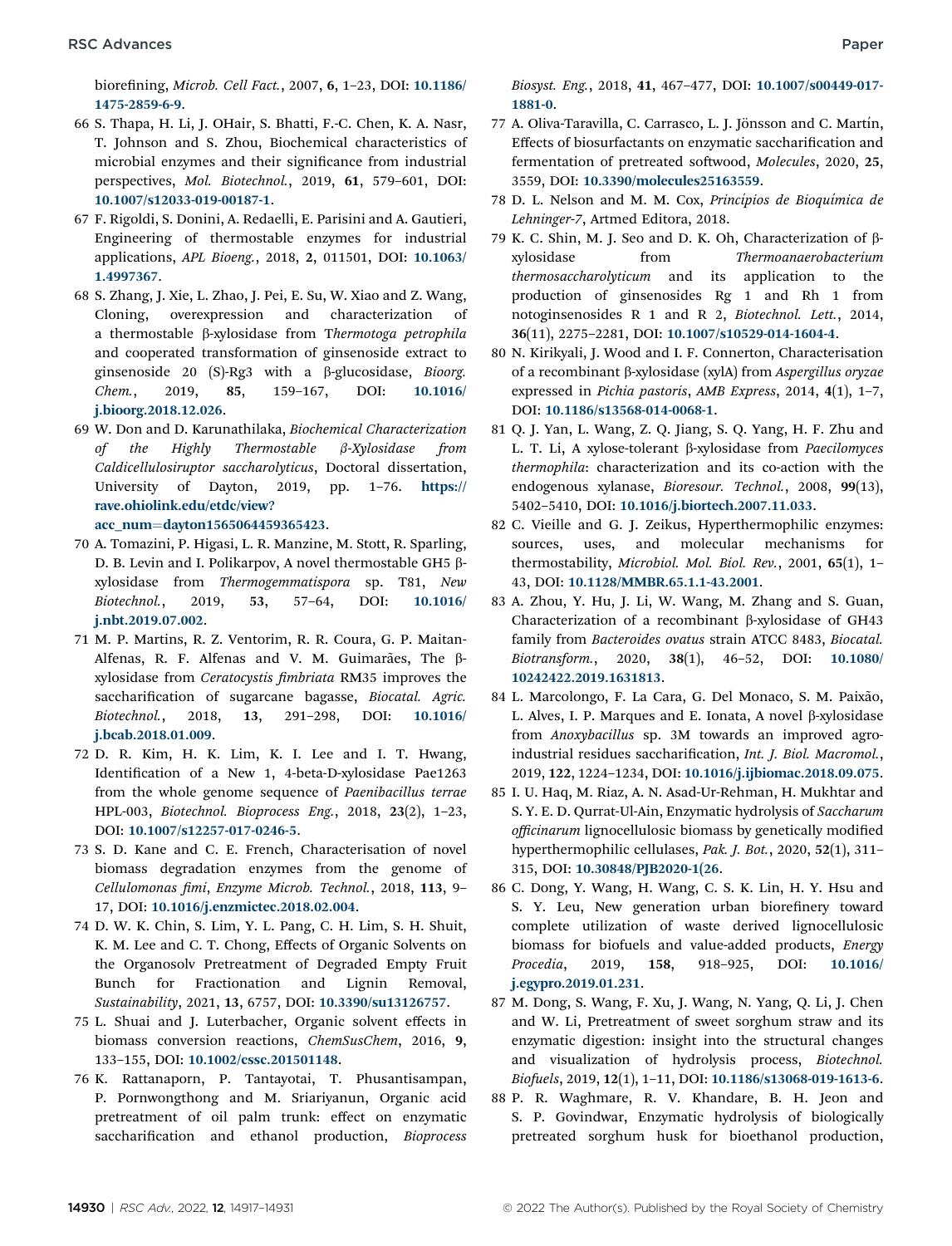biorefining, *Microb. Cell Fact.*, 2007, **6**, 1–23, DOI: 10.1186/1475-2859-6-9.

66 S. Thapa, H. Li, J. OHair, S. Bhatti, F.-C. Chen, K. A. Nasr, T. Johnson and S. Zhou, Biochemical characteristics of microbial enzymes and their significance from industrial perspectives, *Mol. Biotechnol.*, 2019, **61**, 579–601, DOI: 10.1007/s12033-019-00187-1.

67 F. Rigoldi, S. Donini, A. Redaelli, E. Parisini and A. Gautieri, Engineering of thermostable enzymes for industrial applications, *APL Bioeng.*, 2018, **2**, 011501, DOI: 10.1063/1.4997367.

68 S. Zhang, J. Xie, L. Zhao, J. Pei, E. Su, W. Xiao and Z. Wang, Cloning, overexpression and characterization of a thermostable β-xylosidase from T*hermotoga petrophila* and cooperated transformation of ginsenoside extract to ginsenoside 20 (S)-Rg3 with a β-glucosidase, *Bioorg. Chem.*, 2019, **85**, 159–167, DOI: 10.1016/j.bioorg.2018.12.026.

69 W. Don and D. Karunathilaka, *Biochemical Characterization of the Highly Thermostable β-Xylosidase from Caldicellulosiruptor saccharolyticus*, Doctoral dissertation, University of Dayton, 2019, pp. 1–76. https://rave.ohiolink.edu/etdc/view?acc_num=dayton1565064459365423.

70 A. Tomazini, P. Higasi, L. R. Manzine, M. Stott, R. Sparling, D. B. Levin and I. Polikarpov, A novel thermostable GH5 β-xylosidase from *Thermogemmatispora* sp. T81, *New Biotechnol.*, 2019, **53**, 57–64, DOI: 10.1016/j.nbt.2019.07.002.

71 M. P. Martins, R. Z. Ventorim, R. R. Coura, G. P. Maitan-Alfenas, R. F. Alfenas and V. M. Guimarães, The β-xylosidase from *Ceratocystis fimbriata* RM35 improves the saccharification of sugarcane bagasse, *Biocatal. Agric. Biotechnol.*, 2018, **13**, 291–298, DOI: 10.1016/j.bcab.2018.01.009.

72 D. R. Kim, H. K. Lim, K. I. Lee and I. T. Hwang, Identification of a New 1, 4-beta-D-xylosidase Pae1263 from the whole genome sequence of *Paenibacillus terrae* HPL-003, *Biotechnol. Bioprocess Eng.*, 2018, **23**(2), 1–23, DOI: 10.1007/s12257-017-0246-5.

73 S. D. Kane and C. E. French, Characterisation of novel biomass degradation enzymes from the genome of *Cellulomonas fimi*, *Enzyme Microb. Technol.*, 2018, **113**, 9–17, DOI: 10.1016/j.enzmictec.2018.02.004.

74 D. W. K. Chin, S. Lim, Y. L. Pang, C. H. Lim, S. H. Shuit, K. M. Lee and C. T. Chong, Effects of Organic Solvents on the Organosolv Pretreatment of Degraded Empty Fruit Bunch for Fractionation and Lignin Removal, *Sustainability*, 2021, **13**, 6757, DOI: 10.3390/su13126757.

75 L. Shuai and J. Luterbacher, Organic solvent effects in biomass conversion reactions, *ChemSusChem*, 2016, **9**, 133–155, DOI: 10.1002/cssc.201501148.

76 K. Rattanaporn, P. Tantayotai, T. Phusantisampan, P. Pornwongthong and M. Sriariyanun, Organic acid pretreatment of oil palm trunk: effect on enzymatic saccharification and ethanol production, *Bioprocess Biosyst. Eng.*, 2018, **41**, 467–477, DOI: 10.1007/s00449-017-1881-0.

77 A. Oliva-Taravilla, C. Carrasco, L. J. Jönsson and C. Martín, Effects of biosurfactants on enzymatic saccharification and fermentation of pretreated softwood, *Molecules*, 2020, **25**, 3559, DOI: 10.3390/molecules25163559.

78 D. L. Nelson and M. M. Cox, *Princípios de Bioquímica de Lehninger-7*, Artmed Editora, 2018.

79 K. C. Shin, M. J. Seo and D. K. Oh, Characterization of β-xylosidase from *Thermoanaerobacterium thermosaccharolyticum* and its application to the production of ginsenosides Rg 1 and Rh 1 from notoginsenosides R 1 and R 2, *Biotechnol. Lett.*, 2014, **36**(11), 2275–2281, DOI: 10.1007/s10529-014-1604-4.

80 N. Kirikyali, J. Wood and I. F. Connerton, Characterisation of a recombinant β-xylosidase (xylA) from *Aspergillus oryzae* expressed in *Pichia pastoris*, *AMB Express*, 2014, **4**(1), 1–7, DOI: 10.1186/s13568-014-0068-1.

81 Q. J. Yan, L. Wang, Z. Q. Jiang, S. Q. Yang, H. F. Zhu and L. T. Li, A xylose-tolerant β-xylosidase from *Paecilomyces thermophila*: characterization and its co-action with the endogenous xylanase, *Bioresour. Technol.*, 2008, **99**(13), 5402–5410, DOI: 10.1016/j.biortech.2007.11.033.

82 C. Vieille and G. J. Zeikus, Hyperthermophilic enzymes: sources, uses, and molecular mechanisms for thermostability, *Microbiol. Mol. Biol. Rev.*, 2001, **65**(1), 1–43, DOI: 10.1128/MMBR.65.1.1-43.2001.

83 A. Zhou, Y. Hu, J. Li, W. Wang, M. Zhang and S. Guan, Characterization of a recombinant β-xylosidase of GH43 family from *Bacteroides ovatus* strain ATCC 8483, *Biocatal. Biotransform.*, 2020, **38**(1), 46–52, DOI: 10.1080/10242422.2019.1631813.

84 L. Marcolongo, F. La Cara, G. Del Monaco, S. M. Paixão, L. Alves, I. P. Marques and E. Ionata, A novel β-xylosidase from *Anoxybacillus* sp. 3M towards an improved agro-industrial residues saccharification, *Int. J. Biol. Macromol.*, 2019, **122**, 1224–1234, DOI: 10.1016/j.ijbiomac.2018.09.075.

85 I. U. Haq, M. Riaz, A. N. Asad-Ur-Rehman, H. Mukhtar and S. Y. E. D. Qurrat-Ul-Ain, Enzymatic hydrolysis of *Saccharum officinarum* lignocellulosic biomass by genetically modified hyperthermophilic cellulases, *Pak. J. Bot.*, 2020, **52**(1), 311–315, DOI: 10.30848/PJB2020-1(26.

86 C. Dong, Y. Wang, H. Wang, C. S. K. Lin, H. Y. Hsu and S. Y. Leu, New generation urban biorefinery toward complete utilization of waste derived lignocellulosic biomass for biofuels and value-added products, *Energy Procedia*, 2019, **158**, 918–925, DOI: 10.1016/j.egypro.2019.01.231.

87 M. Dong, S. Wang, F. Xu, J. Wang, N. Yang, Q. Li, J. Chen and W. Li, Pretreatment of sweet sorghum straw and its enzymatic digestion: insight into the structural changes and visualization of hydrolysis process, *Biotechnol. Biofuels*, 2019, **12**(1), 1–11, DOI: 10.1186/s13068-019-1613-6.

88 P. R. Waghmare, R. V. Khandare, B. H. Jeon and S. P. Govindwar, Enzymatic hydrolysis of biologically pretreated sorghum husk for bioethanol production,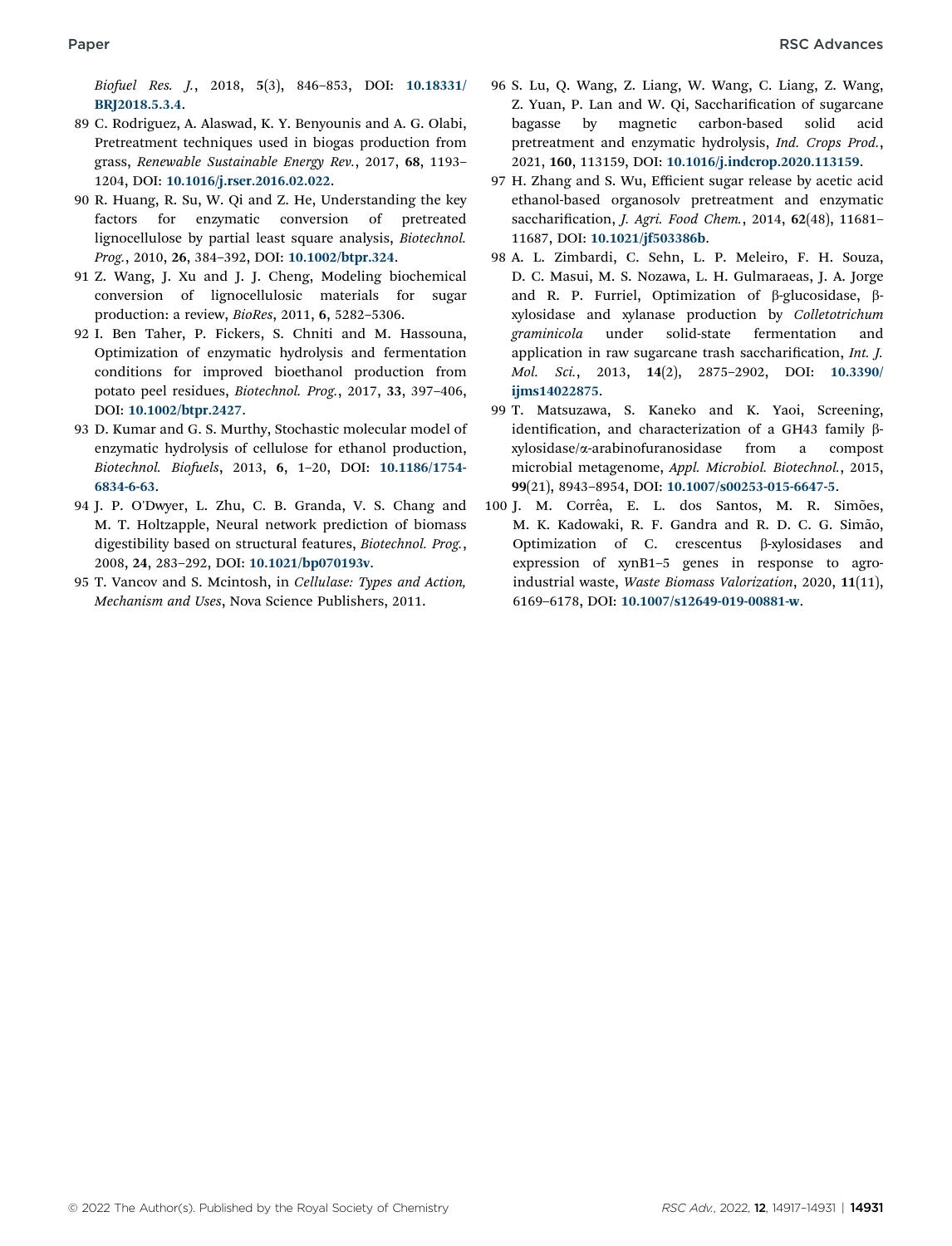*Biofuel Res. J.*, 2018, **5**(3), 846–853, DOI: 10.18331/BRJ2018.5.3.4.

89 C. Rodriguez, A. Alaswad, K. Y. Benyounis and A. G. Olabi, Pretreatment techniques used in biogas production from grass, *Renewable Sustainable Energy Rev.*, 2017, **68**, 1193–1204, DOI: 10.1016/j.rser.2016.02.022.

90 R. Huang, R. Su, W. Qi and Z. He, Understanding the key factors for enzymatic conversion of pretreated lignocellulose by partial least square analysis, *Biotechnol. Prog.*, 2010, **26**, 384–392, DOI: 10.1002/btpr.324.

91 Z. Wang, J. Xu and J. J. Cheng, Modeling biochemical conversion of lignocellulosic materials for sugar production: a review, *BioRes*, 2011, **6**, 5282–5306.

92 I. Ben Taher, P. Fickers, S. Chniti and M. Hassouna, Optimization of enzymatic hydrolysis and fermentation conditions for improved bioethanol production from potato peel residues, *Biotechnol. Prog.*, 2017, **33**, 397–406, DOI: 10.1002/btpr.2427.

93 D. Kumar and G. S. Murthy, Stochastic molecular model of enzymatic hydrolysis of cellulose for ethanol production, *Biotechnol. Biofuels*, 2013, **6**, 1–20, DOI: 10.1186/1754-6834-6-63.

94 J. P. O'Dwyer, L. Zhu, C. B. Granda, V. S. Chang and M. T. Holtzapple, Neural network prediction of biomass digestibility based on structural features, *Biotechnol. Prog.*, 2008, **24**, 283–292, DOI: 10.1021/bp070193v.

95 T. Vancov and S. Mcintosh, in *Cellulase: Types and Action, Mechanism and Uses*, Nova Science Publishers, 2011.

96 S. Lu, Q. Wang, Z. Liang, W. Wang, C. Liang, Z. Wang, Z. Yuan, P. Lan and W. Qi, Saccharification of sugarcane bagasse by magnetic carbon-based solid acid pretreatment and enzymatic hydrolysis, *Ind. Crops Prod.*, 2021, **160**, 113159, DOI: 10.1016/j.indcrop.2020.113159.

97 H. Zhang and S. Wu, Efficient sugar release by acetic acid ethanol-based organosolv pretreatment and enzymatic saccharification, *J. Agri. Food Chem.*, 2014, **62**(48), 11681–11687, DOI: 10.1021/jf503386b.

98 A. L. Zimbardi, C. Sehn, L. P. Meleiro, F. H. Souza, D. C. Masui, M. S. Nozawa, L. H. Gulmaraeas, J. A. Jorge and R. P. Furriel, Optimization of β-glucosidase, β-xylosidase and xylanase production by *Colletotrichum graminicola* under solid-state fermentation and application in raw sugarcane trash saccharification, *Int. J. Mol. Sci.*, 2013, **14**(2), 2875–2902, DOI: 10.3390/ijms14022875.

99 T. Matsuzawa, S. Kaneko and K. Yaoi, Screening, identification, and characterization of a GH43 family β-xylosidase/α-arabinofuranosidase from a compost microbial metagenome, *Appl. Microbiol. Biotechnol.*, 2015, **99**(21), 8943–8954, DOI: 10.1007/s00253-015-6647-5.

100 J. M. Corrêa, E. L. dos Santos, M. R. Simões, M. K. Kadowaki, R. F. Gandra and R. D. C. G. Simão, Optimization of C. crescentus β-xylosidases and expression of xynB1–5 genes in response to agro-industrial waste, *Waste Biomass Valorization*, 2020, **11**(11), 6169–6178, DOI: 10.1007/s12649-019-00881-w.